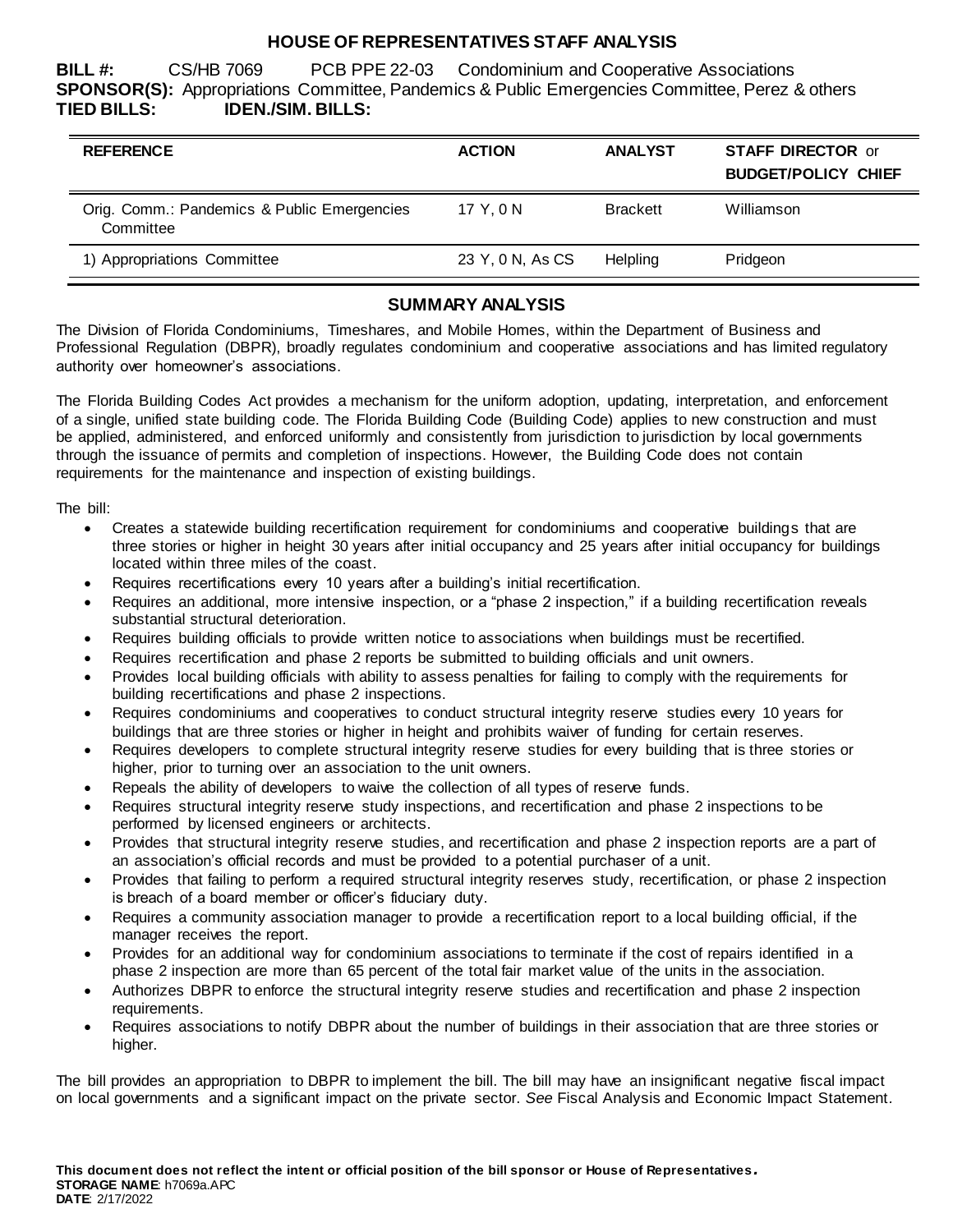# HOUSE OF REPRESENTATIVES STAFF ANALYSIS

**BILL #:** CS/HB 7069 PCB PPE 22-03 Condominium and Cooperative Associations
**SPONSOR(S):** Appropriations Committee, Pandemics & Public Emergencies Committee, Perez & others
**TIED BILLS:** **IDEN./SIM. BILLS:**

| REFERENCE | ACTION | ANALYST | STAFF DIRECTOR or BUDGET/POLICY CHIEF |
|---|---|---|---|
| Orig. Comm.: Pandemics & Public Emergencies Committee | 17 Y, 0 N | Brackett | Williamson |
| 1) Appropriations Committee | 23 Y, 0 N, As CS | Helpling | Pridgeon |

## SUMMARY ANALYSIS

The Division of Florida Condominiums, Timeshares, and Mobile Homes, within the Department of Business and Professional Regulation (DBPR), broadly regulates condominium and cooperative associations and has limited regulatory authority over homeowner's associations.

The Florida Building Codes Act provides a mechanism for the uniform adoption, updating, interpretation, and enforcement of a single, unified state building code. The Florida Building Code (Building Code) applies to new construction and must be applied, administered, and enforced uniformly and consistently from jurisdiction to jurisdiction by local governments through the issuance of permits and completion of inspections. However, the Building Code does not contain requirements for the maintenance and inspection of existing buildings.

The bill:

- Creates a statewide building recertification requirement for condominiums and cooperative buildings that are three stories or higher in height 30 years after initial occupancy and 25 years after initial occupancy for buildings located within three miles of the coast.
- Requires recertifications every 10 years after a building's initial recertification.
- Requires an additional, more intensive inspection, or a "phase 2 inspection," if a building recertification reveals substantial structural deterioration.
- Requires building officials to provide written notice to associations when buildings must be recertified.
- Requires recertification and phase 2 reports be submitted to building officials and unit owners.
- Provides local building officials with ability to assess penalties for failing to comply with the requirements for building recertifications and phase 2 inspections.
- Requires condominiums and cooperatives to conduct structural integrity reserve studies every 10 years for buildings that are three stories or higher in height and prohibits waiver of funding for certain reserves.
- Requires developers to complete structural integrity reserve studies for every building that is three stories or higher, prior to turning over an association to the unit owners.
- Repeals the ability of developers to waive the collection of all types of reserve funds.
- Requires structural integrity reserve study inspections, and recertification and phase 2 inspections to be performed by licensed engineers or architects.
- Provides that structural integrity reserve studies, and recertification and phase 2 inspection reports are a part of an association's official records and must be provided to a potential purchaser of a unit.
- Provides that failing to perform a required structural integrity reserves study, recertification, or phase 2 inspection is breach of a board member or officer's fiduciary duty.
- Requires a community association manager to provide a recertification report to a local building official, if the manager receives the report.
- Provides for an additional way for condominium associations to terminate if the cost of repairs identified in a phase 2 inspection are more than 65 percent of the total fair market value of the units in the association.
- Authorizes DBPR to enforce the structural integrity reserve studies and recertification and phase 2 inspection requirements.
- Requires associations to notify DBPR about the number of buildings in their association that are three stories or higher.

The bill provides an appropriation to DBPR to implement the bill. The bill may have an insignificant negative fiscal impact on local governments and a significant impact on the private sector. *See* Fiscal Analysis and Economic Impact Statement.

**This document does not reflect the intent or official position of the bill sponsor or House of Representatives.**
**STORAGE NAME**: h7069a.APC
**DATE**: 2/17/2022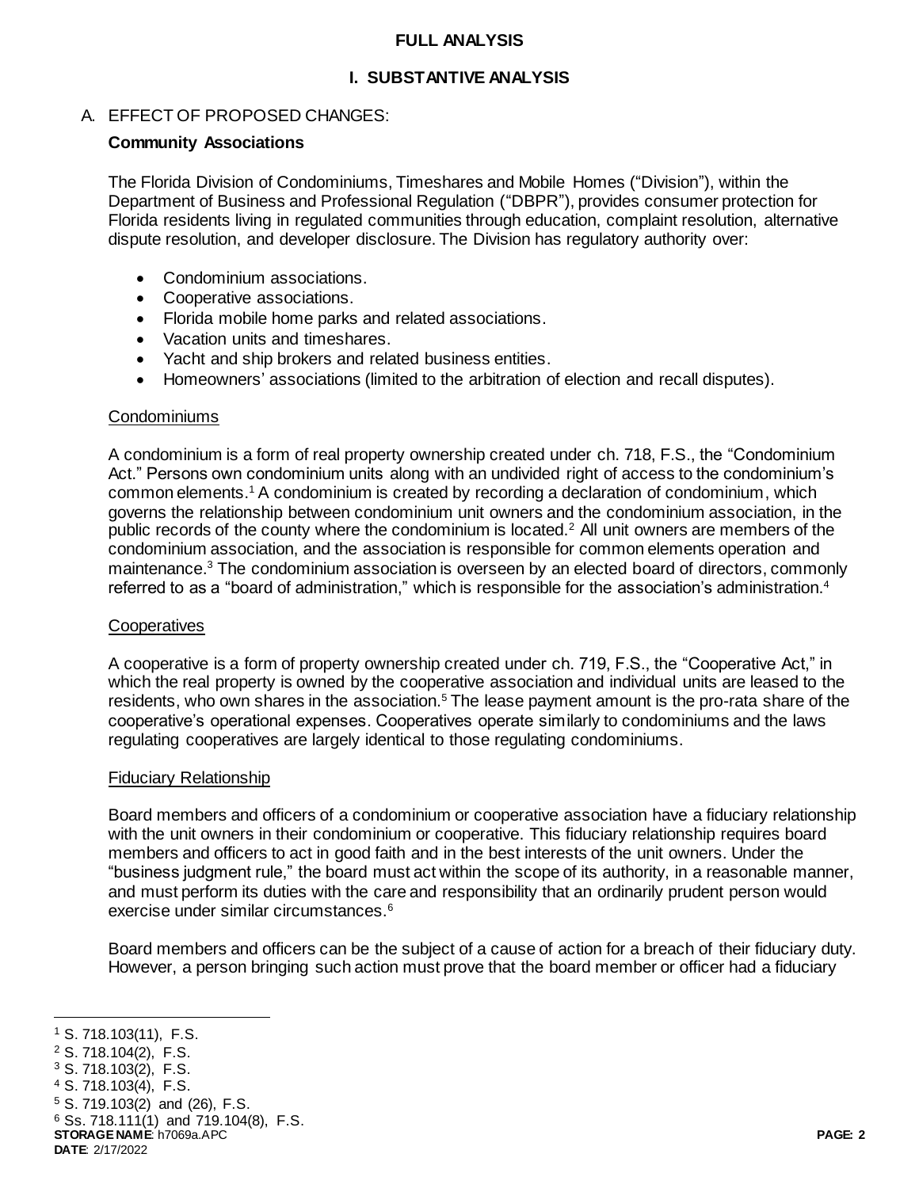## FULL ANALYSIS

### I. SUBSTANTIVE ANALYSIS

A. EFFECT OF PROPOSED CHANGES:

**Community Associations**

The Florida Division of Condominiums, Timeshares and Mobile Homes ("Division"), within the Department of Business and Professional Regulation ("DBPR"), provides consumer protection for Florida residents living in regulated communities through education, complaint resolution, alternative dispute resolution, and developer disclosure. The Division has regulatory authority over:

- Condominium associations.
- Cooperative associations.
- Florida mobile home parks and related associations.
- Vacation units and timeshares.
- Yacht and ship brokers and related business entities.
- Homeowners' associations (limited to the arbitration of election and recall disputes).

Condominiums

A condominium is a form of real property ownership created under ch. 718, F.S., the "Condominium Act." Persons own condominium units along with an undivided right of access to the condominium's common elements.[1] A condominium is created by recording a declaration of condominium, which governs the relationship between condominium unit owners and the condominium association, in the public records of the county where the condominium is located.[2] All unit owners are members of the condominium association, and the association is responsible for common elements operation and maintenance.[3] The condominium association is overseen by an elected board of directors, commonly referred to as a "board of administration," which is responsible for the association's administration.[4]

Cooperatives

A cooperative is a form of property ownership created under ch. 719, F.S., the "Cooperative Act," in which the real property is owned by the cooperative association and individual units are leased to the residents, who own shares in the association.[5] The lease payment amount is the pro-rata share of the cooperative's operational expenses. Cooperatives operate similarly to condominiums and the laws regulating cooperatives are largely identical to those regulating condominiums.

Fiduciary Relationship

Board members and officers of a condominium or cooperative association have a fiduciary relationship with the unit owners in their condominium or cooperative. This fiduciary relationship requires board members and officers to act in good faith and in the best interests of the unit owners. Under the "business judgment rule," the board must act within the scope of its authority, in a reasonable manner, and must perform its duties with the care and responsibility that an ordinarily prudent person would exercise under similar circumstances.[6]

Board members and officers can be the subject of a cause of action for a breach of their fiduciary duty. However, a person bringing such action must prove that the board member or officer had a fiduciary

---

[1] S. 718.103(11), F.S.
[2] S. 718.104(2), F.S.
[3] S. 718.103(2), F.S.
[4] S. 718.103(4), F.S.
[5] S. 719.103(2) and (26), F.S.
[6] Ss. 718.111(1) and 719.104(8), F.S.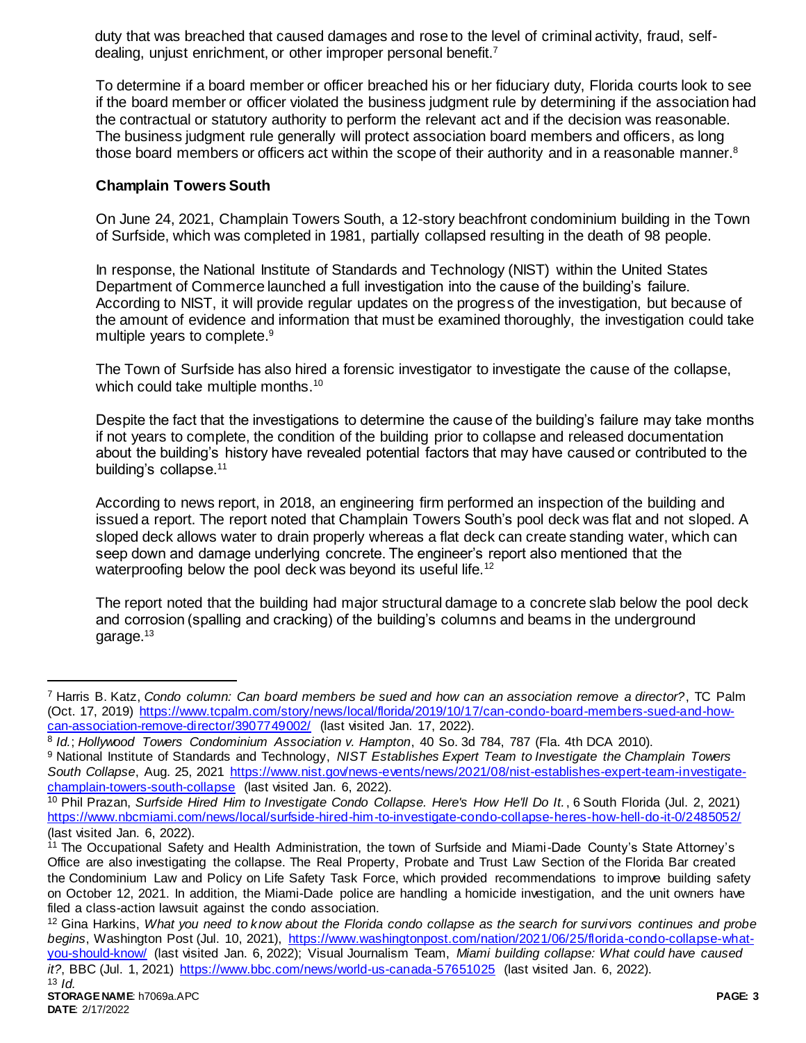duty that was breached that caused damages and rose to the level of criminal activity, fraud, self-dealing, unjust enrichment, or other improper personal benefit.[7]

To determine if a board member or officer breached his or her fiduciary duty, Florida courts look to see if the board member or officer violated the business judgment rule by determining if the association had the contractual or statutory authority to perform the relevant act and if the decision was reasonable. The business judgment rule generally will protect association board members and officers, as long those board members or officers act within the scope of their authority and in a reasonable manner.[8]

### Champlain Towers South

On June 24, 2021, Champlain Towers South, a 12-story beachfront condominium building in the Town of Surfside, which was completed in 1981, partially collapsed resulting in the death of 98 people.

In response, the National Institute of Standards and Technology (NIST) within the United States Department of Commerce launched a full investigation into the cause of the building's failure. According to NIST, it will provide regular updates on the progress of the investigation, but because of the amount of evidence and information that must be examined thoroughly, the investigation could take multiple years to complete.[9]

The Town of Surfside has also hired a forensic investigator to investigate the cause of the collapse, which could take multiple months.[10]

Despite the fact that the investigations to determine the cause of the building's failure may take months if not years to complete, the condition of the building prior to collapse and released documentation about the building's history have revealed potential factors that may have caused or contributed to the building's collapse.[11]

According to news report, in 2018, an engineering firm performed an inspection of the building and issued a report. The report noted that Champlain Towers South's pool deck was flat and not sloped. A sloped deck allows water to drain properly whereas a flat deck can create standing water, which can seep down and damage underlying concrete. The engineer's report also mentioned that the waterproofing below the pool deck was beyond its useful life.[12]

The report noted that the building had major structural damage to a concrete slab below the pool deck and corrosion (spalling and cracking) of the building's columns and beams in the underground garage.[13]

---

[7] Harris B. Katz, *Condo column: Can board members be sued and how can an association remove a director?*, TC Palm (Oct. 17, 2019) https://www.tcpalm.com/story/news/local/florida/2019/10/17/can-condo-board-members-sued-and-how-can-association-remove-director/3907749002/ (last visited Jan. 17, 2022).

[8] *Id.*; *Hollywood Towers Condominium Association v. Hampton*, 40 So. 3d 784, 787 (Fla. 4th DCA 2010).

[9] National Institute of Standards and Technology, *NIST Establishes Expert Team to Investigate the Champlain Towers South Collapse*, Aug. 25, 2021 https://www.nist.gov/news-events/news/2021/08/nist-establishes-expert-team-investigate-champlain-towers-south-collapse (last visited Jan. 6, 2022).

[10] Phil Prazan, *Surfside Hired Him to Investigate Condo Collapse. Here's How He'll Do It.*, 6 South Florida (Jul. 2, 2021) https://www.nbcmiami.com/news/local/surfside-hired-him-to-investigate-condo-collapse-heres-how-hell-do-it-0/2485052/ (last visited Jan. 6, 2022).

[11] The Occupational Safety and Health Administration, the town of Surfside and Miami-Dade County's State Attorney's Office are also investigating the collapse. The Real Property, Probate and Trust Law Section of the Florida Bar created the Condominium Law and Policy on Life Safety Task Force, which provided recommendations to improve building safety on October 12, 2021. In addition, the Miami-Dade police are handling a homicide investigation, and the unit owners have filed a class-action lawsuit against the condo association.

[12] Gina Harkins, *What you need to know about the Florida condo collapse as the search for survivors continues and probe begins*, Washington Post (Jul. 10, 2021), https://www.washingtonpost.com/nation/2021/06/25/florida-condo-collapse-what-you-should-know/ (last visited Jan. 6, 2022); Visual Journalism Team, *Miami building collapse: What could have caused it?*, BBC (Jul. 1, 2021) https://www.bbc.com/news/world-us-canada-57651025 (last visited Jan. 6, 2022).

[13] *Id.*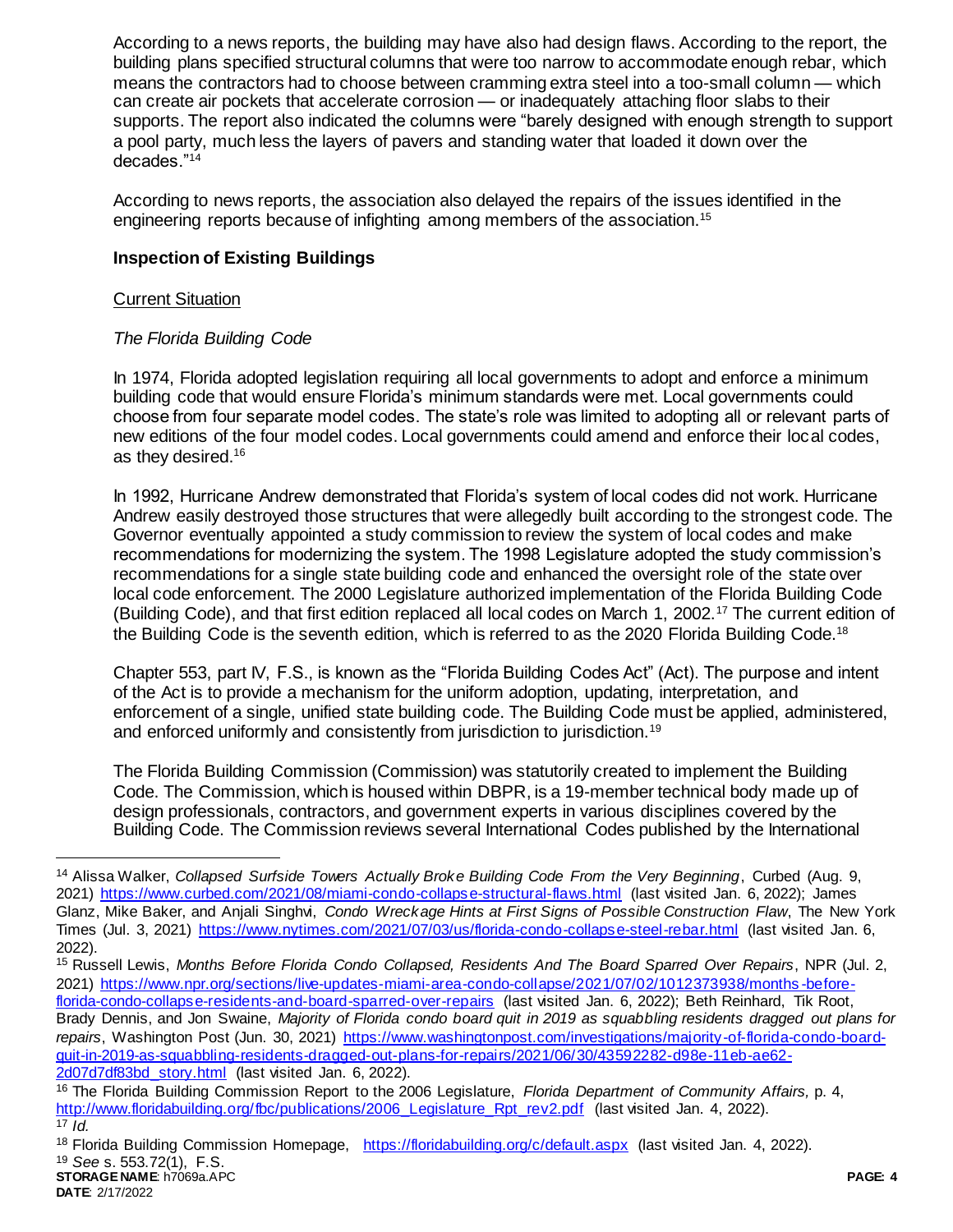According to a news reports, the building may have also had design flaws. According to the report, the building plans specified structural columns that were too narrow to accommodate enough rebar, which means the contractors had to choose between cramming extra steel into a too-small column — which can create air pockets that accelerate corrosion — or inadequately attaching floor slabs to their supports. The report also indicated the columns were "barely designed with enough strength to support a pool party, much less the layers of pavers and standing water that loaded it down over the decades."[14]

According to news reports, the association also delayed the repairs of the issues identified in the engineering reports because of infighting among members of the association.[15]

### Inspection of Existing Buildings

Current Situation

*The Florida Building Code*

In 1974, Florida adopted legislation requiring all local governments to adopt and enforce a minimum building code that would ensure Florida's minimum standards were met. Local governments could choose from four separate model codes. The state's role was limited to adopting all or relevant parts of new editions of the four model codes. Local governments could amend and enforce their local codes, as they desired.[16]

In 1992, Hurricane Andrew demonstrated that Florida's system of local codes did not work. Hurricane Andrew easily destroyed those structures that were allegedly built according to the strongest code. The Governor eventually appointed a study commission to review the system of local codes and make recommendations for modernizing the system. The 1998 Legislature adopted the study commission's recommendations for a single state building code and enhanced the oversight role of the state over local code enforcement. The 2000 Legislature authorized implementation of the Florida Building Code (Building Code), and that first edition replaced all local codes on March 1, 2002.[17] The current edition of the Building Code is the seventh edition, which is referred to as the 2020 Florida Building Code.[18]

Chapter 553, part IV, F.S., is known as the "Florida Building Codes Act" (Act). The purpose and intent of the Act is to provide a mechanism for the uniform adoption, updating, interpretation, and enforcement of a single, unified state building code. The Building Code must be applied, administered, and enforced uniformly and consistently from jurisdiction to jurisdiction.[19]

The Florida Building Commission (Commission) was statutorily created to implement the Building Code. The Commission, which is housed within DBPR, is a 19-member technical body made up of design professionals, contractors, and government experts in various disciplines covered by the Building Code. The Commission reviews several International Codes published by the International

---

[14] Alissa Walker, *Collapsed Surfside Towers Actually Broke Building Code From the Very Beginning*, Curbed (Aug. 9, 2021) https://www.curbed.com/2021/08/miami-condo-collapse-structural-flaws.html (last visited Jan. 6, 2022); James Glanz, Mike Baker, and Anjali Singhvi, *Condo Wreckage Hints at First Signs of Possible Construction Flaw*, The New York Times (Jul. 3, 2021) https://www.nytimes.com/2021/07/03/us/florida-condo-collapse-steel-rebar.html (last visited Jan. 6, 2022).

[15] Russell Lewis, *Months Before Florida Condo Collapsed, Residents And The Board Sparred Over Repairs*, NPR (Jul. 2, 2021) https://www.npr.org/sections/live-updates-miami-area-condo-collapse/2021/07/02/1012373938/months-before-florida-condo-collapse-residents-and-board-sparred-over-repairs (last visited Jan. 6, 2022); Beth Reinhard, Tik Root, Brady Dennis, and Jon Swaine, *Majority of Florida condo board quit in 2019 as squabbling residents dragged out plans for repairs*, Washington Post (Jun. 30, 2021) https://www.washingtonpost.com/investigations/majority-of-florida-condo-board-quit-in-2019-as-squabbling-residents-dragged-out-plans-for-repairs/2021/06/30/43592282-d98e-11eb-ae62-2d07d7df83bd_story.html (last visited Jan. 6, 2022).

[16] The Florida Building Commission Report to the 2006 Legislature, *Florida Department of Community Affairs,* p. 4, http://www.floridabuilding.org/fbc/publications/2006_Legislature_Rpt_rev2.pdf (last visited Jan. 4, 2022).

[17] *Id.*

[18] Florida Building Commission Homepage, https://floridabuilding.org/c/default.aspx (last visited Jan. 4, 2022).

[19] *See* s. 553.72(1), F.S.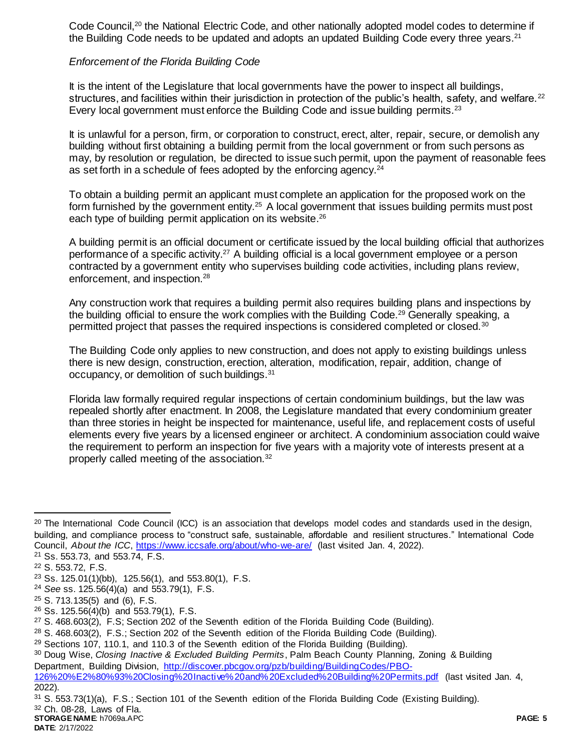Code Council,[20] the National Electric Code, and other nationally adopted model codes to determine if the Building Code needs to be updated and adopts an updated Building Code every three years.[21]

*Enforcement of the Florida Building Code*

It is the intent of the Legislature that local governments have the power to inspect all buildings, structures, and facilities within their jurisdiction in protection of the public's health, safety, and welfare.[22] Every local government must enforce the Building Code and issue building permits.[23]

It is unlawful for a person, firm, or corporation to construct, erect, alter, repair, secure, or demolish any building without first obtaining a building permit from the local government or from such persons as may, by resolution or regulation, be directed to issue such permit, upon the payment of reasonable fees as set forth in a schedule of fees adopted by the enforcing agency.[24]

To obtain a building permit an applicant must complete an application for the proposed work on the form furnished by the government entity.[25] A local government that issues building permits must post each type of building permit application on its website.[26]

A building permit is an official document or certificate issued by the local building official that authorizes performance of a specific activity.[27] A building official is a local government employee or a person contracted by a government entity who supervises building code activities, including plans review, enforcement, and inspection.[28]

Any construction work that requires a building permit also requires building plans and inspections by the building official to ensure the work complies with the Building Code.[29] Generally speaking, a permitted project that passes the required inspections is considered completed or closed.[30]

The Building Code only applies to new construction, and does not apply to existing buildings unless there is new design, construction, erection, alteration, modification, repair, addition, change of occupancy, or demolition of such buildings.[31]

Florida law formally required regular inspections of certain condominium buildings, but the law was repealed shortly after enactment. In 2008, the Legislature mandated that every condominium greater than three stories in height be inspected for maintenance, useful life, and replacement costs of useful elements every five years by a licensed engineer or architect. A condominium association could waive the requirement to perform an inspection for five years with a majority vote of interests present at a properly called meeting of the association.[32]

---

[20] The International Code Council (ICC) is an association that develops model codes and standards used in the design, building, and compliance process to "construct safe, sustainable, affordable and resilient structures." International Code Council, *About the ICC*, https://www.iccsafe.org/about/who-we-are/ (last visited Jan. 4, 2022).

[21] Ss. 553.73, and 553.74, F.S.

[22] S. 553.72, F.S.

[23] Ss. 125.01(1)(bb), 125.56(1), and 553.80(1), F.S.

[24] *See* ss. 125.56(4)(a) and 553.79(1), F.S.

[25] S. 713.135(5) and (6), F.S.

[26] Ss. 125.56(4)(b) and 553.79(1), F.S.

[27] S. 468.603(2), F.S; Section 202 of the Seventh edition of the Florida Building Code (Building).

[28] S. 468.603(2), F.S.; Section 202 of the Seventh edition of the Florida Building Code (Building).

[29] Sections 107, 110.1, and 110.3 of the Seventh edition of the Florida Building (Building).

[30] Doug Wise, *Closing Inactive & Excluded Building Permits*, Palm Beach County Planning, Zoning & Building Department, Building Division, http://discover.pbcgov.org/pzb/building/BuildingCodes/PBO-126%20%E2%80%93%20Closing%20Inactive%20and%20Excluded%20Building%20Permits.pdf (last visited Jan. 4, 2022).

[31] S. 553.73(1)(a), F.S.; Section 101 of the Seventh edition of the Florida Building Code (Existing Building).

[32] Ch. 08-28, Laws of Fla.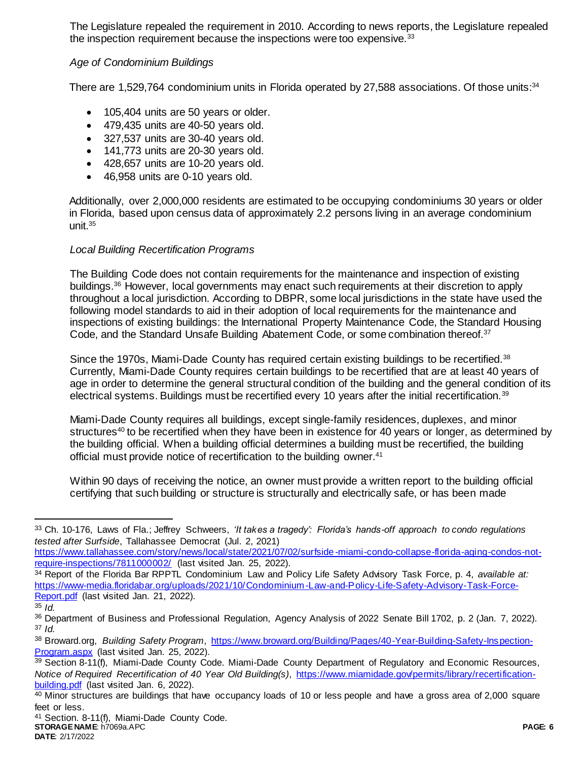The Legislature repealed the requirement in 2010. According to news reports, the Legislature repealed the inspection requirement because the inspections were too expensive.[33]

*Age of Condominium Buildings*

There are 1,529,764 condominium units in Florida operated by 27,588 associations. Of those units:[34]

- 105,404 units are 50 years or older.
- 479,435 units are 40-50 years old.
- 327,537 units are 30-40 years old.
- 141,773 units are 20-30 years old.
- 428,657 units are 10-20 years old.
- 46,958 units are 0-10 years old.

Additionally, over 2,000,000 residents are estimated to be occupying condominiums 30 years or older in Florida, based upon census data of approximately 2.2 persons living in an average condominium unit.[35]

*Local Building Recertification Programs*

The Building Code does not contain requirements for the maintenance and inspection of existing buildings.[36] However, local governments may enact such requirements at their discretion to apply throughout a local jurisdiction. According to DBPR, some local jurisdictions in the state have used the following model standards to aid in their adoption of local requirements for the maintenance and inspections of existing buildings: the International Property Maintenance Code, the Standard Housing Code, and the Standard Unsafe Building Abatement Code, or some combination thereof.[37]

Since the 1970s, Miami-Dade County has required certain existing buildings to be recertified.[38] Currently, Miami-Dade County requires certain buildings to be recertified that are at least 40 years of age in order to determine the general structural condition of the building and the general condition of its electrical systems. Buildings must be recertified every 10 years after the initial recertification.[39]

Miami-Dade County requires all buildings, except single-family residences, duplexes, and minor structures[40] to be recertified when they have been in existence for 40 years or longer, as determined by the building official. When a building official determines a building must be recertified, the building official must provide notice of recertification to the building owner.[41]

Within 90 days of receiving the notice, an owner must provide a written report to the building official certifying that such building or structure is structurally and electrically safe, or has been made

---

[33] Ch. 10-176, Laws of Fla.; Jeffrey Schweers, *'It takes a tragedy': Florida's hands-off approach to condo regulations tested after Surfside*, Tallahassee Democrat (Jul. 2, 2021) https://www.tallahassee.com/story/news/local/state/2021/07/02/surfside-miami-condo-collapse-florida-aging-condos-not-require-inspections/7811000002/ (last visited Jan. 25, 2022).

[34] Report of the Florida Bar RPPTL Condominium Law and Policy Life Safety Advisory Task Force, p. 4, *available at:* https://www-media.floridabar.org/uploads/2021/10/Condominium-Law-and-Policy-Life-Safety-Advisory-Task-Force-Report.pdf (last visited Jan. 21, 2022).

[35] *Id.*

[36] Department of Business and Professional Regulation, Agency Analysis of 2022 Senate Bill 1702, p. 2 (Jan. 7, 2022).

[37] *Id.*

[38] Broward.org, *Building Safety Program*, https://www.broward.org/Building/Pages/40-Year-Building-Safety-Inspection-Program.aspx (last visited Jan. 25, 2022).

[39] Section 8-11(f), Miami-Dade County Code. Miami-Dade County Department of Regulatory and Economic Resources, *Notice of Required Recertification of 40 Year Old Building(s)*, https://www.miamidade.gov/permits/library/recertification-building.pdf (last visited Jan. 6, 2022).

[40] Minor structures are buildings that have occupancy loads of 10 or less people and have a gross area of 2,000 square feet or less.

[41] Section. 8-11(f), Miami-Dade County Code.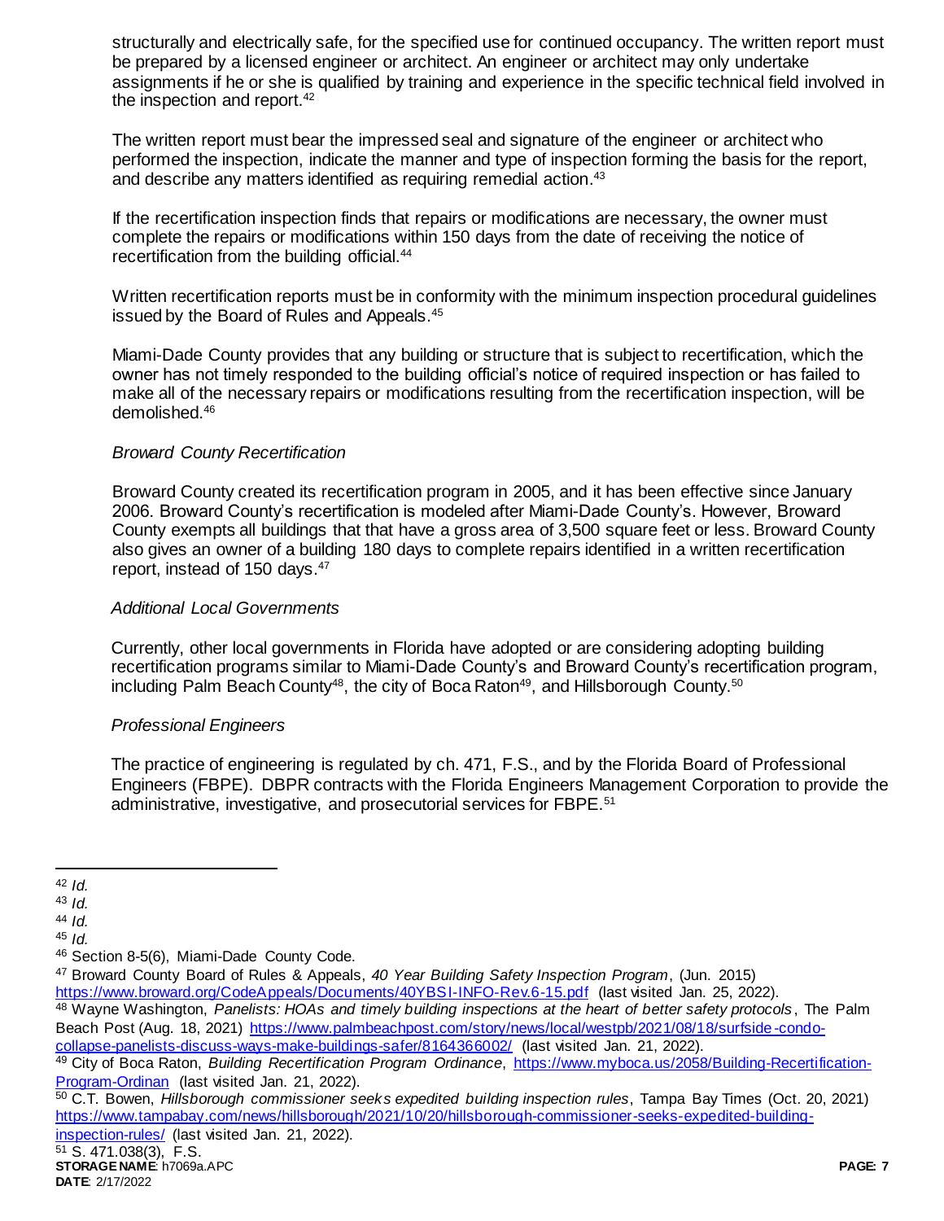structurally and electrically safe, for the specified use for continued occupancy. The written report must be prepared by a licensed engineer or architect. An engineer or architect may only undertake assignments if he or she is qualified by training and experience in the specific technical field involved in the inspection and report.[42]

The written report must bear the impressed seal and signature of the engineer or architect who performed the inspection, indicate the manner and type of inspection forming the basis for the report, and describe any matters identified as requiring remedial action.[43]

If the recertification inspection finds that repairs or modifications are necessary, the owner must complete the repairs or modifications within 150 days from the date of receiving the notice of recertification from the building official.[44]

Written recertification reports must be in conformity with the minimum inspection procedural guidelines issued by the Board of Rules and Appeals.[45]

Miami-Dade County provides that any building or structure that is subject to recertification, which the owner has not timely responded to the building official's notice of required inspection or has failed to make all of the necessary repairs or modifications resulting from the recertification inspection, will be demolished.[46]

*Broward County Recertification*

Broward County created its recertification program in 2005, and it has been effective since January 2006. Broward County's recertification is modeled after Miami-Dade County's. However, Broward County exempts all buildings that that have a gross area of 3,500 square feet or less. Broward County also gives an owner of a building 180 days to complete repairs identified in a written recertification report, instead of 150 days.[47]

*Additional Local Governments*

Currently, other local governments in Florida have adopted or are considering adopting building recertification programs similar to Miami-Dade County's and Broward County's recertification program, including Palm Beach County[48], the city of Boca Raton[49], and Hillsborough County.[50]

*Professional Engineers*

The practice of engineering is regulated by ch. 471, F.S., and by the Florida Board of Professional Engineers (FBPE). DBPR contracts with the Florida Engineers Management Corporation to provide the administrative, investigative, and prosecutorial services for FBPE.[51]

---

[42] *Id.*

[43] *Id.*

[44] *Id.*

[45] *Id.*

[46] Section 8-5(6), Miami-Dade County Code.

[47] Broward County Board of Rules & Appeals, *40 Year Building Safety Inspection Program*, (Jun. 2015) https://www.broward.org/CodeAppeals/Documents/40YBSI-INFO-Rev.6-15.pdf (last visited Jan. 25, 2022).

[48] Wayne Washington, *Panelists: HOAs and timely building inspections at the heart of better safety protocols*, The Palm Beach Post (Aug. 18, 2021) https://www.palmbeachpost.com/story/news/local/westpb/2021/08/18/surfside-condo-collapse-panelists-discuss-ways-make-buildings-safer/8164366002/ (last visited Jan. 21, 2022).

[49] City of Boca Raton, *Building Recertification Program Ordinance*, https://www.myboca.us/2058/Building-Recertification-Program-Ordinan (last visited Jan. 21, 2022).

[50] C.T. Bowen, *Hillsborough commissioner seeks expedited building inspection rules*, Tampa Bay Times (Oct. 20, 2021) https://www.tampabay.com/news/hillsborough/2021/10/20/hillsborough-commissioner-seeks-expedited-building-inspection-rules/ (last visited Jan. 21, 2022).

[51] S. 471.038(3), F.S.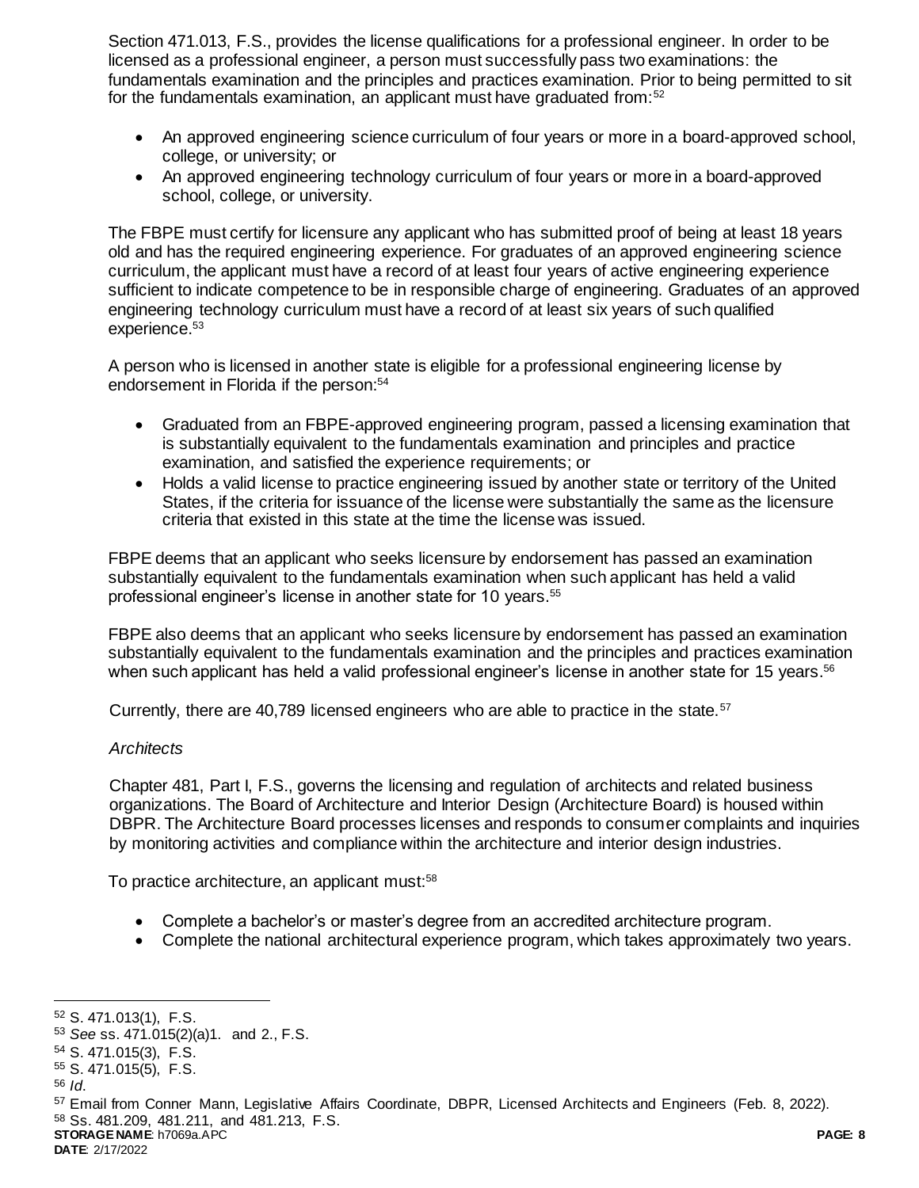Section 471.013, F.S., provides the license qualifications for a professional engineer. In order to be licensed as a professional engineer, a person must successfully pass two examinations: the fundamentals examination and the principles and practices examination. Prior to being permitted to sit for the fundamentals examination, an applicant must have graduated from:[52]

- An approved engineering science curriculum of four years or more in a board-approved school, college, or university; or
- An approved engineering technology curriculum of four years or more in a board-approved school, college, or university.

The FBPE must certify for licensure any applicant who has submitted proof of being at least 18 years old and has the required engineering experience. For graduates of an approved engineering science curriculum, the applicant must have a record of at least four years of active engineering experience sufficient to indicate competence to be in responsible charge of engineering. Graduates of an approved engineering technology curriculum must have a record of at least six years of such qualified experience.[53]

A person who is licensed in another state is eligible for a professional engineering license by endorsement in Florida if the person:[54]

- Graduated from an FBPE-approved engineering program, passed a licensing examination that is substantially equivalent to the fundamentals examination and principles and practice examination, and satisfied the experience requirements; or
- Holds a valid license to practice engineering issued by another state or territory of the United States, if the criteria for issuance of the license were substantially the same as the licensure criteria that existed in this state at the time the license was issued.

FBPE deems that an applicant who seeks licensure by endorsement has passed an examination substantially equivalent to the fundamentals examination when such applicant has held a valid professional engineer's license in another state for 10 years.[55]

FBPE also deems that an applicant who seeks licensure by endorsement has passed an examination substantially equivalent to the fundamentals examination and the principles and practices examination when such applicant has held a valid professional engineer's license in another state for 15 years.[56]

Currently, there are 40,789 licensed engineers who are able to practice in the state.[57]

*Architects*

Chapter 481, Part I, F.S., governs the licensing and regulation of architects and related business organizations. The Board of Architecture and Interior Design (Architecture Board) is housed within DBPR. The Architecture Board processes licenses and responds to consumer complaints and inquiries by monitoring activities and compliance within the architecture and interior design industries.

To practice architecture, an applicant must:[58]

- Complete a bachelor's or master's degree from an accredited architecture program.
- Complete the national architectural experience program, which takes approximately two years.

---

[52] S. 471.013(1), F.S.
[53] *See* ss. 471.015(2)(a)1. and 2., F.S.
[54] S. 471.015(3), F.S.
[55] S. 471.015(5), F.S.
[56] *Id*.
[57] Email from Conner Mann, Legislative Affairs Coordinate, DBPR, Licensed Architects and Engineers (Feb. 8, 2022).
[58] Ss. 481.209, 481.211, and 481.213, F.S.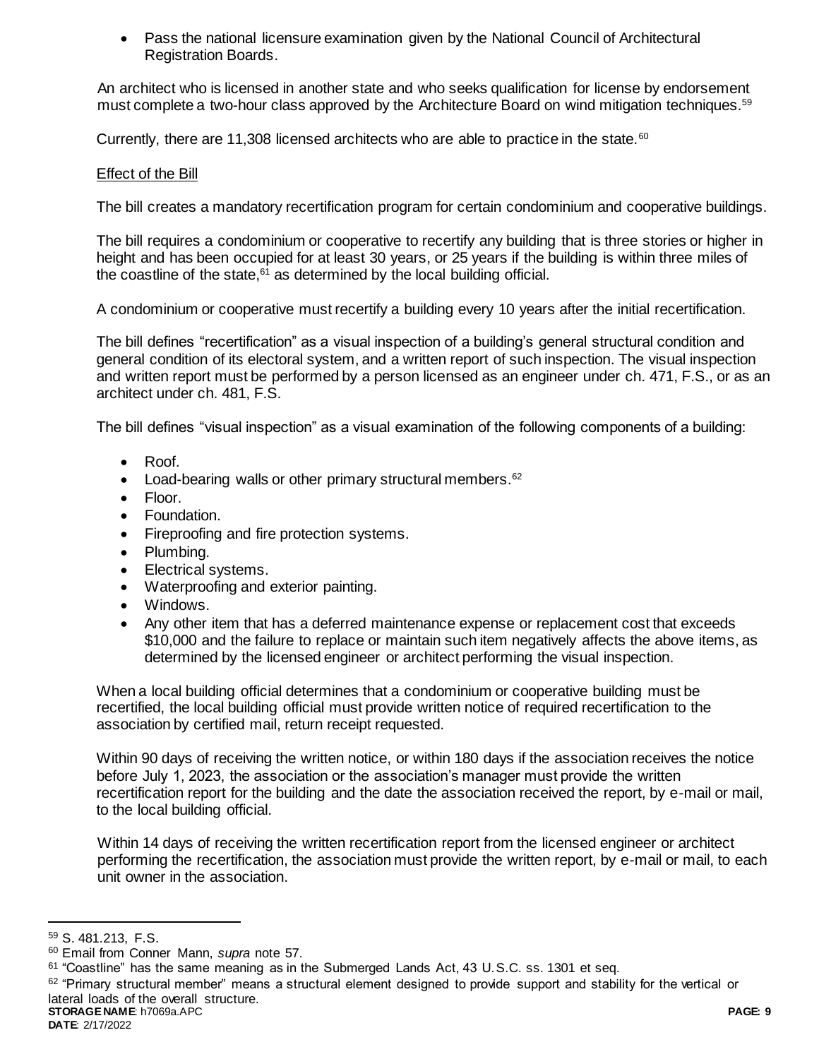- Pass the national licensure examination given by the National Council of Architectural Registration Boards.

An architect who is licensed in another state and who seeks qualification for license by endorsement must complete a two-hour class approved by the Architecture Board on wind mitigation techniques.[59]

Currently, there are 11,308 licensed architects who are able to practice in the state.[60]

<u>Effect of the Bill</u>

The bill creates a mandatory recertification program for certain condominium and cooperative buildings.

The bill requires a condominium or cooperative to recertify any building that is three stories or higher in height and has been occupied for at least 30 years, or 25 years if the building is within three miles of the coastline of the state,[61] as determined by the local building official.

A condominium or cooperative must recertify a building every 10 years after the initial recertification.

The bill defines "recertification" as a visual inspection of a building's general structural condition and general condition of its electoral system, and a written report of such inspection. The visual inspection and written report must be performed by a person licensed as an engineer under ch. 471, F.S., or as an architect under ch. 481, F.S.

The bill defines "visual inspection" as a visual examination of the following components of a building:

- Roof.
- Load-bearing walls or other primary structural members.[62]
- Floor.
- Foundation.
- Fireproofing and fire protection systems.
- Plumbing.
- Electrical systems.
- Waterproofing and exterior painting.
- Windows.
- Any other item that has a deferred maintenance expense or replacement cost that exceeds $10,000 and the failure to replace or maintain such item negatively affects the above items, as determined by the licensed engineer or architect performing the visual inspection.

When a local building official determines that a condominium or cooperative building must be recertified, the local building official must provide written notice of required recertification to the association by certified mail, return receipt requested.

Within 90 days of receiving the written notice, or within 180 days if the association receives the notice before July 1, 2023, the association or the association's manager must provide the written recertification report for the building and the date the association received the report, by e-mail or mail, to the local building official.

Within 14 days of receiving the written recertification report from the licensed engineer or architect performing the recertification, the association must provide the written report, by e-mail or mail, to each unit owner in the association.

---

[59] S. 481.213, F.S.

[60] Email from Conner Mann, *supra* note 57.

[61] "Coastline" has the same meaning as in the Submerged Lands Act, 43 U.S.C. ss. 1301 et seq.

[62] "Primary structural member" means a structural element designed to provide support and stability for the vertical or lateral loads of the overall structure.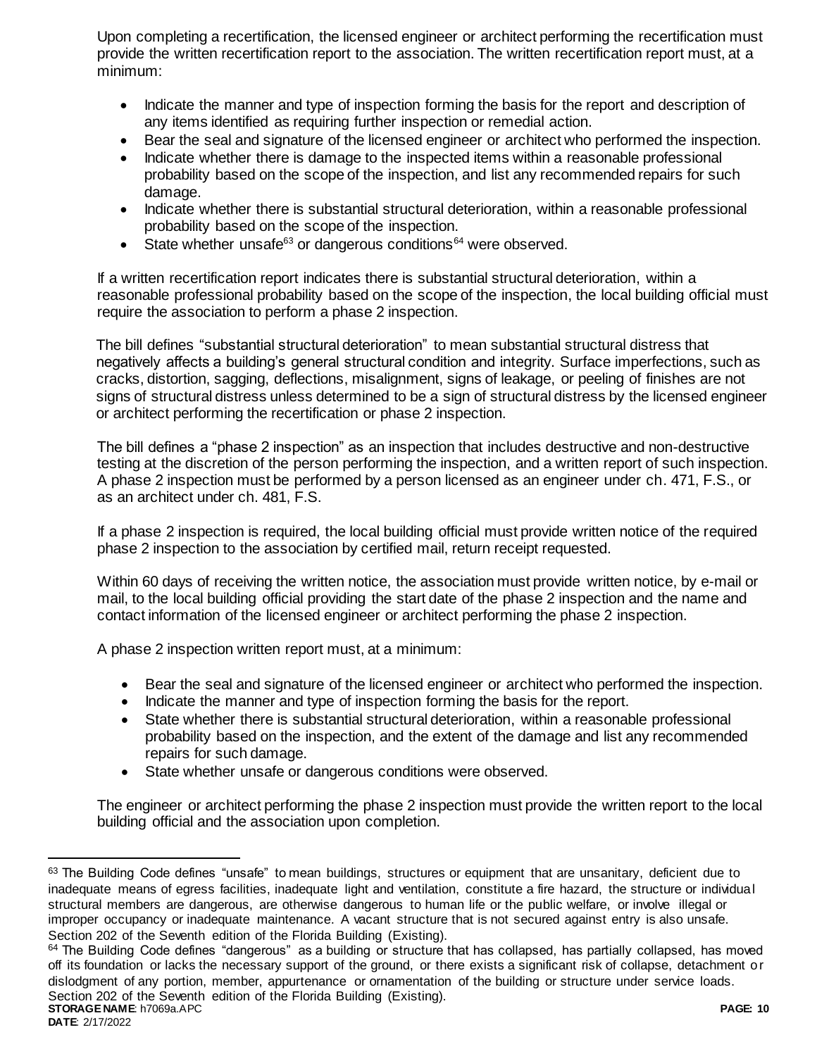Upon completing a recertification, the licensed engineer or architect performing the recertification must provide the written recertification report to the association. The written recertification report must, at a minimum:

- Indicate the manner and type of inspection forming the basis for the report and description of any items identified as requiring further inspection or remedial action.
- Bear the seal and signature of the licensed engineer or architect who performed the inspection.
- Indicate whether there is damage to the inspected items within a reasonable professional probability based on the scope of the inspection, and list any recommended repairs for such damage.
- Indicate whether there is substantial structural deterioration, within a reasonable professional probability based on the scope of the inspection.
- State whether unsafe[63] or dangerous conditions[64] were observed.

If a written recertification report indicates there is substantial structural deterioration, within a reasonable professional probability based on the scope of the inspection, the local building official must require the association to perform a phase 2 inspection.

The bill defines "substantial structural deterioration" to mean substantial structural distress that negatively affects a building's general structural condition and integrity. Surface imperfections, such as cracks, distortion, sagging, deflections, misalignment, signs of leakage, or peeling of finishes are not signs of structural distress unless determined to be a sign of structural distress by the licensed engineer or architect performing the recertification or phase 2 inspection.

The bill defines a "phase 2 inspection" as an inspection that includes destructive and non-destructive testing at the discretion of the person performing the inspection, and a written report of such inspection. A phase 2 inspection must be performed by a person licensed as an engineer under ch. 471, F.S., or as an architect under ch. 481, F.S.

If a phase 2 inspection is required, the local building official must provide written notice of the required phase 2 inspection to the association by certified mail, return receipt requested.

Within 60 days of receiving the written notice, the association must provide written notice, by e-mail or mail, to the local building official providing the start date of the phase 2 inspection and the name and contact information of the licensed engineer or architect performing the phase 2 inspection.

A phase 2 inspection written report must, at a minimum:

- Bear the seal and signature of the licensed engineer or architect who performed the inspection.
- Indicate the manner and type of inspection forming the basis for the report.
- State whether there is substantial structural deterioration, within a reasonable professional probability based on the inspection, and the extent of the damage and list any recommended repairs for such damage.
- State whether unsafe or dangerous conditions were observed.

The engineer or architect performing the phase 2 inspection must provide the written report to the local building official and the association upon completion.

---

[63] The Building Code defines "unsafe" to mean buildings, structures or equipment that are unsanitary, deficient due to inadequate means of egress facilities, inadequate light and ventilation, constitute a fire hazard, the structure or individual structural members are dangerous, are otherwise dangerous to human life or the public welfare, or involve illegal or improper occupancy or inadequate maintenance. A vacant structure that is not secured against entry is also unsafe. Section 202 of the Seventh edition of the Florida Building (Existing).

[64] The Building Code defines "dangerous" as a building or structure that has collapsed, has partially collapsed, has moved off its foundation or lacks the necessary support of the ground, or there exists a significant risk of collapse, detachment or dislodgment of any portion, member, appurtenance or ornamentation of the building or structure under service loads. Section 202 of the Seventh edition of the Florida Building (Existing).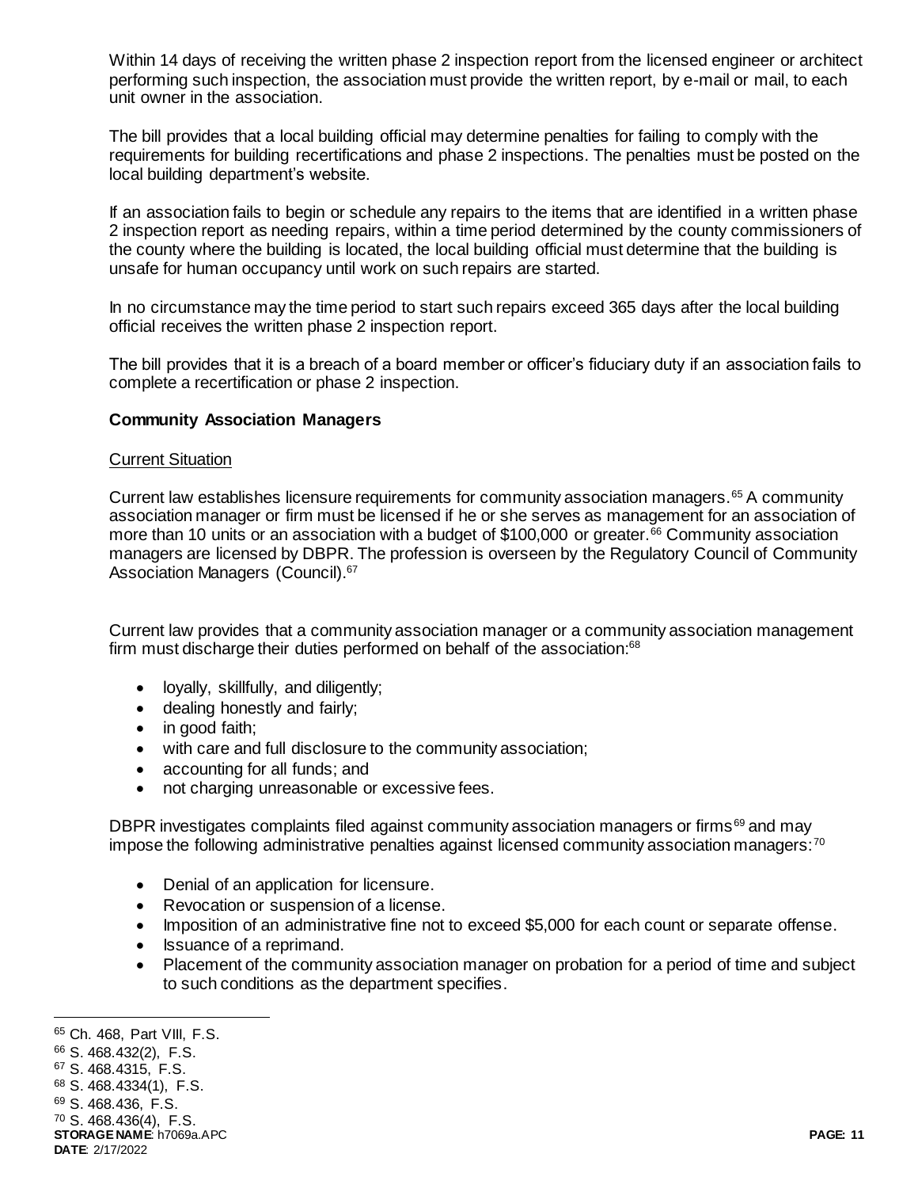Within 14 days of receiving the written phase 2 inspection report from the licensed engineer or architect performing such inspection, the association must provide the written report, by e-mail or mail, to each unit owner in the association.

The bill provides that a local building official may determine penalties for failing to comply with the requirements for building recertifications and phase 2 inspections. The penalties must be posted on the local building department's website.

If an association fails to begin or schedule any repairs to the items that are identified in a written phase 2 inspection report as needing repairs, within a time period determined by the county commissioners of the county where the building is located, the local building official must determine that the building is unsafe for human occupancy until work on such repairs are started.

In no circumstance may the time period to start such repairs exceed 365 days after the local building official receives the written phase 2 inspection report.

The bill provides that it is a breach of a board member or officer's fiduciary duty if an association fails to complete a recertification or phase 2 inspection.

**Community Association Managers**

Current Situation

Current law establishes licensure requirements for community association managers.[65] A community association manager or firm must be licensed if he or she serves as management for an association of more than 10 units or an association with a budget of $100,000 or greater.[66] Community association managers are licensed by DBPR. The profession is overseen by the Regulatory Council of Community Association Managers (Council).[67]

Current law provides that a community association manager or a community association management firm must discharge their duties performed on behalf of the association:[68]

- loyally, skillfully, and diligently;
- dealing honestly and fairly;
- in good faith;
- with care and full disclosure to the community association;
- accounting for all funds; and
- not charging unreasonable or excessive fees.

DBPR investigates complaints filed against community association managers or firms[69] and may impose the following administrative penalties against licensed community association managers:[70]

- Denial of an application for licensure.
- Revocation or suspension of a license.
- Imposition of an administrative fine not to exceed $5,000 for each count or separate offense.
- Issuance of a reprimand.
- Placement of the community association manager on probation for a period of time and subject to such conditions as the department specifies.

[65] Ch. 468, Part VIII, F.S.
[66] S. 468.432(2), F.S.
[67] S. 468.4315, F.S.
[68] S. 468.4334(1), F.S.
[69] S. 468.436, F.S.
[70] S. 468.436(4), F.S.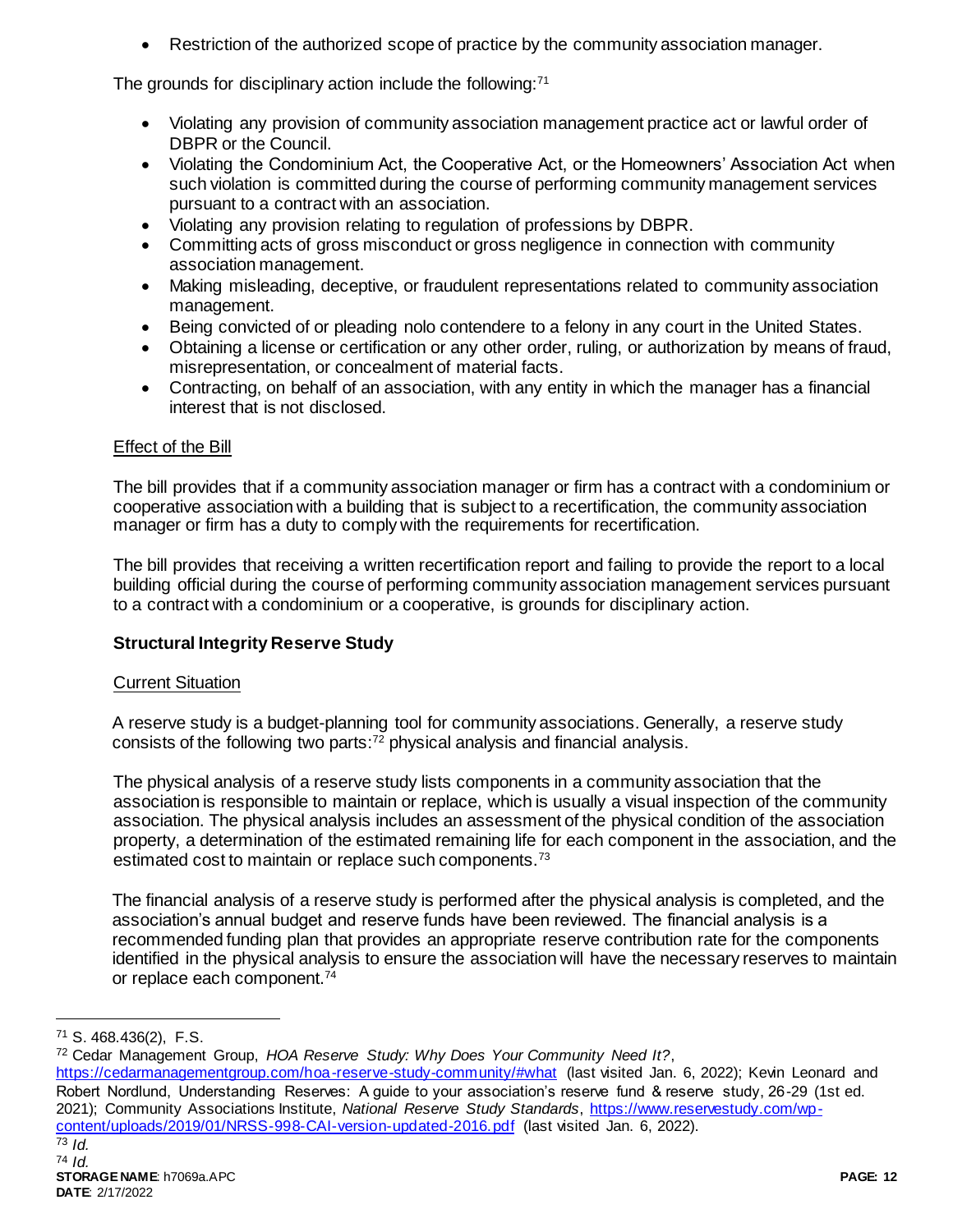- Restriction of the authorized scope of practice by the community association manager.

The grounds for disciplinary action include the following:[71]

- Violating any provision of community association management practice act or lawful order of DBPR or the Council.
- Violating the Condominium Act, the Cooperative Act, or the Homeowners' Association Act when such violation is committed during the course of performing community management services pursuant to a contract with an association.
- Violating any provision relating to regulation of professions by DBPR.
- Committing acts of gross misconduct or gross negligence in connection with community association management.
- Making misleading, deceptive, or fraudulent representations related to community association management.
- Being convicted of or pleading nolo contendere to a felony in any court in the United States.
- Obtaining a license or certification or any other order, ruling, or authorization by means of fraud, misrepresentation, or concealment of material facts.
- Contracting, on behalf of an association, with any entity in which the manager has a financial interest that is not disclosed.

Effect of the Bill

The bill provides that if a community association manager or firm has a contract with a condominium or cooperative association with a building that is subject to a recertification, the community association manager or firm has a duty to comply with the requirements for recertification.

The bill provides that receiving a written recertification report and failing to provide the report to a local building official during the course of performing community association management services pursuant to a contract with a condominium or a cooperative, is grounds for disciplinary action.

**Structural Integrity Reserve Study**

Current Situation

A reserve study is a budget-planning tool for community associations. Generally, a reserve study consists of the following two parts:[72] physical analysis and financial analysis.

The physical analysis of a reserve study lists components in a community association that the association is responsible to maintain or replace, which is usually a visual inspection of the community association. The physical analysis includes an assessment of the physical condition of the association property, a determination of the estimated remaining life for each component in the association, and the estimated cost to maintain or replace such components.[73]

The financial analysis of a reserve study is performed after the physical analysis is completed, and the association's annual budget and reserve funds have been reviewed. The financial analysis is a recommended funding plan that provides an appropriate reserve contribution rate for the components identified in the physical analysis to ensure the association will have the necessary reserves to maintain or replace each component.[74]

---

[71] S. 468.436(2), F.S.

[72] Cedar Management Group, *HOA Reserve Study: Why Does Your Community Need It?*, https://cedarmanagementgroup.com/hoa-reserve-study-community/#what (last visited Jan. 6, 2022); Kevin Leonard and Robert Nordlund, Understanding Reserves: A guide to your association's reserve fund & reserve study, 26-29 (1st ed. 2021); Community Associations Institute, *National Reserve Study Standards*, https://www.reservestudy.com/wp-content/uploads/2019/01/NRSS-998-CAI-version-updated-2016.pdf (last visited Jan. 6, 2022).

[73] *Id.*

[74] *Id.*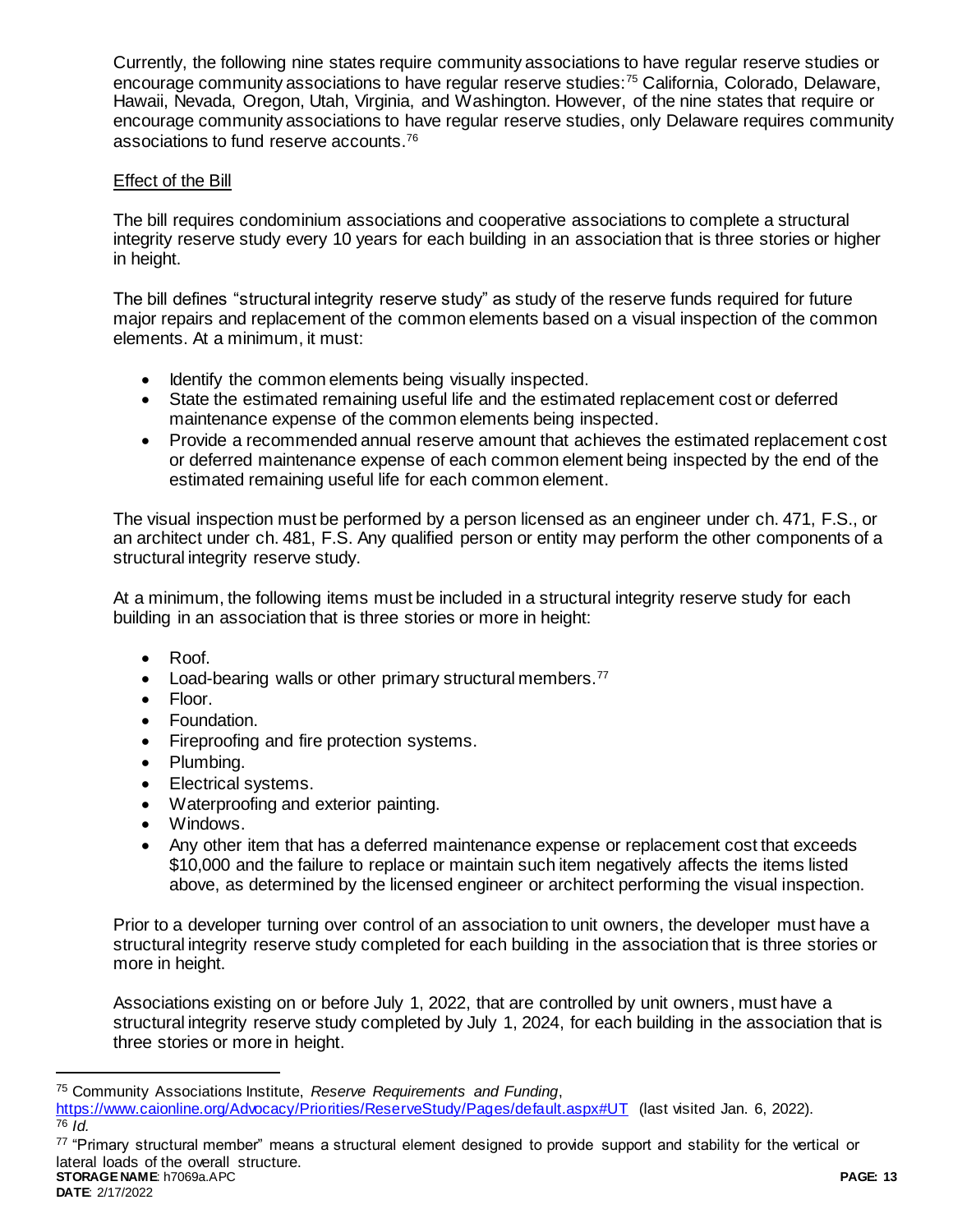Currently, the following nine states require community associations to have regular reserve studies or encourage community associations to have regular reserve studies:[75] California, Colorado, Delaware, Hawaii, Nevada, Oregon, Utah, Virginia, and Washington. However, of the nine states that require or encourage community associations to have regular reserve studies, only Delaware requires community associations to fund reserve accounts.[76]

Effect of the Bill

The bill requires condominium associations and cooperative associations to complete a structural integrity reserve study every 10 years for each building in an association that is three stories or higher in height.

The bill defines "structural integrity reserve study" as study of the reserve funds required for future major repairs and replacement of the common elements based on a visual inspection of the common elements. At a minimum, it must:

- Identify the common elements being visually inspected.
- State the estimated remaining useful life and the estimated replacement cost or deferred maintenance expense of the common elements being inspected.
- Provide a recommended annual reserve amount that achieves the estimated replacement cost or deferred maintenance expense of each common element being inspected by the end of the estimated remaining useful life for each common element.

The visual inspection must be performed by a person licensed as an engineer under ch. 471, F.S., or an architect under ch. 481, F.S. Any qualified person or entity may perform the other components of a structural integrity reserve study.

At a minimum, the following items must be included in a structural integrity reserve study for each building in an association that is three stories or more in height:

- Roof.
- Load-bearing walls or other primary structural members.[77]
- Floor.
- Foundation.
- Fireproofing and fire protection systems.
- Plumbing.
- Electrical systems.
- Waterproofing and exterior painting.
- Windows.
- Any other item that has a deferred maintenance expense or replacement cost that exceeds $10,000 and the failure to replace or maintain such item negatively affects the items listed above, as determined by the licensed engineer or architect performing the visual inspection.

Prior to a developer turning over control of an association to unit owners, the developer must have a structural integrity reserve study completed for each building in the association that is three stories or more in height.

Associations existing on or before July 1, 2022, that are controlled by unit owners, must have a structural integrity reserve study completed by July 1, 2024, for each building in the association that is three stories or more in height.

[75] Community Associations Institute, *Reserve Requirements and Funding*, https://www.caionline.org/Advocacy/Priorities/ReserveStudy/Pages/default.aspx#UT (last visited Jan. 6, 2022).

[76] *Id.*

[77] "Primary structural member" means a structural element designed to provide support and stability for the vertical or lateral loads of the overall structure.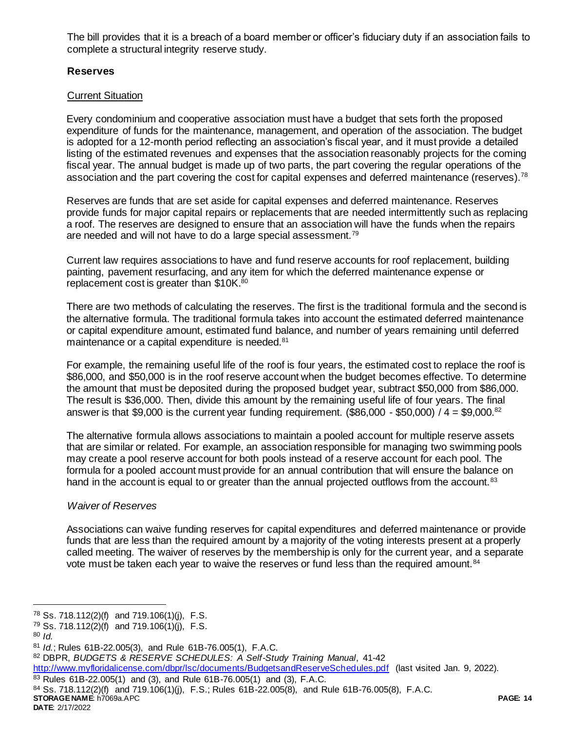The bill provides that it is a breach of a board member or officer's fiduciary duty if an association fails to complete a structural integrity reserve study.

### Reserves

Current Situation

Every condominium and cooperative association must have a budget that sets forth the proposed expenditure of funds for the maintenance, management, and operation of the association. The budget is adopted for a 12-month period reflecting an association's fiscal year, and it must provide a detailed listing of the estimated revenues and expenses that the association reasonably projects for the coming fiscal year. The annual budget is made up of two parts, the part covering the regular operations of the association and the part covering the cost for capital expenses and deferred maintenance (reserves).[78]

Reserves are funds that are set aside for capital expenses and deferred maintenance. Reserves provide funds for major capital repairs or replacements that are needed intermittently such as replacing a roof. The reserves are designed to ensure that an association will have the funds when the repairs are needed and will not have to do a large special assessment.[79]

Current law requires associations to have and fund reserve accounts for roof replacement, building painting, pavement resurfacing, and any item for which the deferred maintenance expense or replacement cost is greater than $10K.[80]

There are two methods of calculating the reserves. The first is the traditional formula and the second is the alternative formula. The traditional formula takes into account the estimated deferred maintenance or capital expenditure amount, estimated fund balance, and number of years remaining until deferred maintenance or a capital expenditure is needed.[81]

For example, the remaining useful life of the roof is four years, the estimated cost to replace the roof is $86,000, and $50,000 is in the roof reserve account when the budget becomes effective. To determine the amount that must be deposited during the proposed budget year, subtract $50,000 from $86,000. The result is $36,000. Then, divide this amount by the remaining useful life of four years. The final answer is that $9,000 is the current year funding requirement. ($86,000 - $50,000) / 4 = $9,000.[82]

The alternative formula allows associations to maintain a pooled account for multiple reserve assets that are similar or related. For example, an association responsible for managing two swimming pools may create a pool reserve account for both pools instead of a reserve account for each pool. The formula for a pooled account must provide for an annual contribution that will ensure the balance on hand in the account is equal to or greater than the annual projected outflows from the account.[83]

*Waiver of Reserves*

Associations can waive funding reserves for capital expenditures and deferred maintenance or provide funds that are less than the required amount by a majority of the voting interests present at a properly called meeting. The waiver of reserves by the membership is only for the current year, and a separate vote must be taken each year to waive the reserves or fund less than the required amount.[84]

---

[78] Ss. 718.112(2)(f) and 719.106(1)(j), F.S.

[79] Ss. 718.112(2)(f) and 719.106(1)(j), F.S.

[80] *Id.*

[81] *Id.*; Rules 61B-22.005(3), and Rule 61B-76.005(1), F.A.C.

[82] DBPR, *BUDGETS & RESERVE SCHEDULES: A Self-Study Training Manual*, 41-42 http://www.myfloridalicense.com/dbpr/lsc/documents/BudgetsandReserveSchedules.pdf (last visited Jan. 9, 2022).

[83] Rules 61B-22.005(1) and (3), and Rule 61B-76.005(1) and (3), F.A.C.

[84] Ss. 718.112(2)(f) and 719.106(1)(j), F.S.; Rules 61B-22.005(8), and Rule 61B-76.005(8), F.A.C.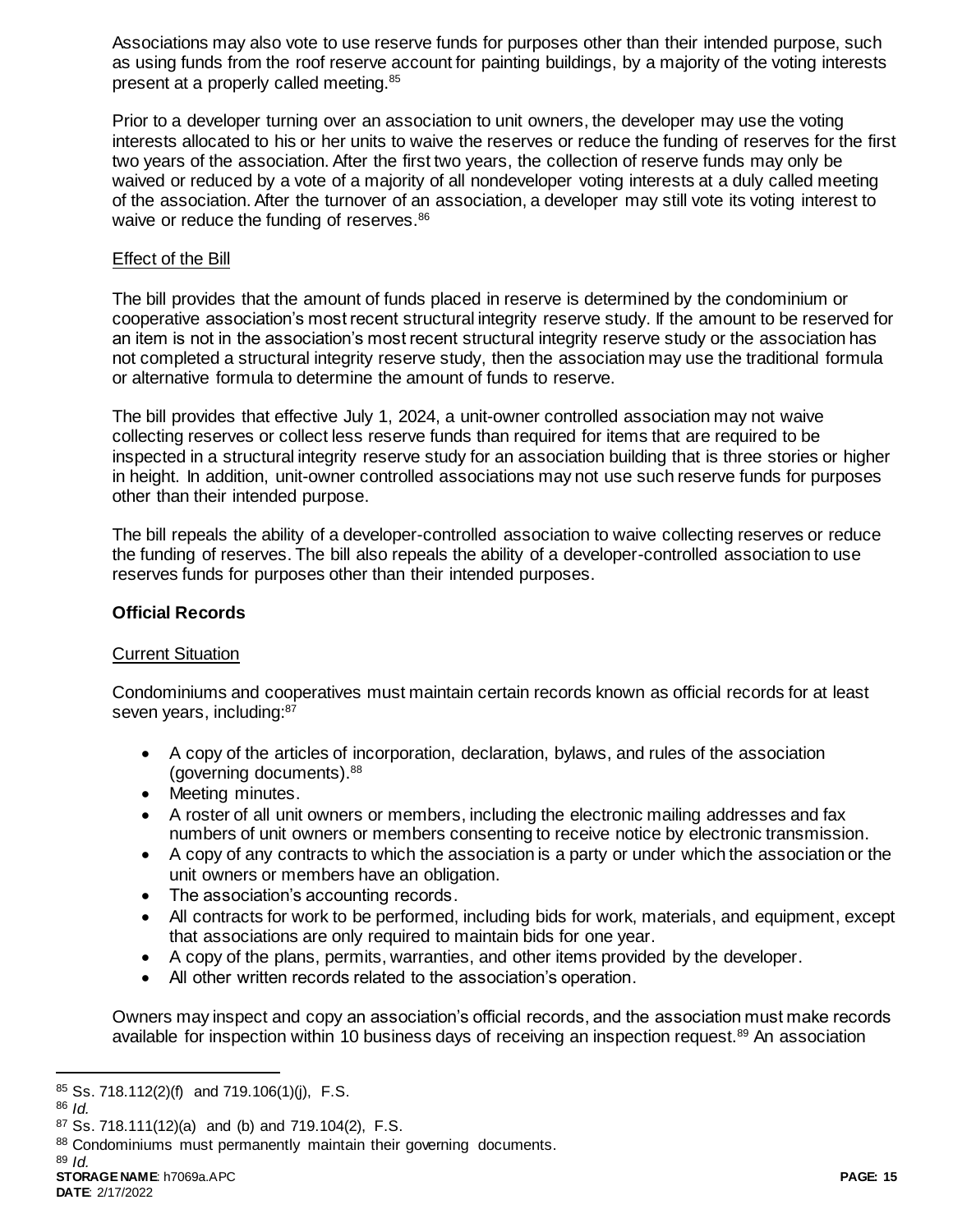Associations may also vote to use reserve funds for purposes other than their intended purpose, such as using funds from the roof reserve account for painting buildings, by a majority of the voting interests present at a properly called meeting.[85]

Prior to a developer turning over an association to unit owners, the developer may use the voting interests allocated to his or her units to waive the reserves or reduce the funding of reserves for the first two years of the association. After the first two years, the collection of reserve funds may only be waived or reduced by a vote of a majority of all nondeveloper voting interests at a duly called meeting of the association. After the turnover of an association, a developer may still vote its voting interest to waive or reduce the funding of reserves.[86]

<u>Effect of the Bill</u>

The bill provides that the amount of funds placed in reserve is determined by the condominium or cooperative association's most recent structural integrity reserve study. If the amount to be reserved for an item is not in the association's most recent structural integrity reserve study or the association has not completed a structural integrity reserve study, then the association may use the traditional formula or alternative formula to determine the amount of funds to reserve.

The bill provides that effective July 1, 2024, a unit-owner controlled association may not waive collecting reserves or collect less reserve funds than required for items that are required to be inspected in a structural integrity reserve study for an association building that is three stories or higher in height. In addition, unit-owner controlled associations may not use such reserve funds for purposes other than their intended purpose.

The bill repeals the ability of a developer-controlled association to waive collecting reserves or reduce the funding of reserves. The bill also repeals the ability of a developer-controlled association to use reserves funds for purposes other than their intended purposes.

**Official Records**

<u>Current Situation</u>

Condominiums and cooperatives must maintain certain records known as official records for at least seven years, including:[87]

- A copy of the articles of incorporation, declaration, bylaws, and rules of the association (governing documents).[88]
- Meeting minutes.
- A roster of all unit owners or members, including the electronic mailing addresses and fax numbers of unit owners or members consenting to receive notice by electronic transmission.
- A copy of any contracts to which the association is a party or under which the association or the unit owners or members have an obligation.
- The association's accounting records.
- All contracts for work to be performed, including bids for work, materials, and equipment, except that associations are only required to maintain bids for one year.
- A copy of the plans, permits, warranties, and other items provided by the developer.
- All other written records related to the association's operation.

Owners may inspect and copy an association's official records, and the association must make records available for inspection within 10 business days of receiving an inspection request.[89] An association

---

[85] Ss. 718.112(2)(f) and 719.106(1)(j), F.S.

[86] *Id.*

[87] Ss. 718.111(12)(a) and (b) and 719.104(2), F.S.

[88] Condominiums must permanently maintain their governing documents.

[89] *Id.*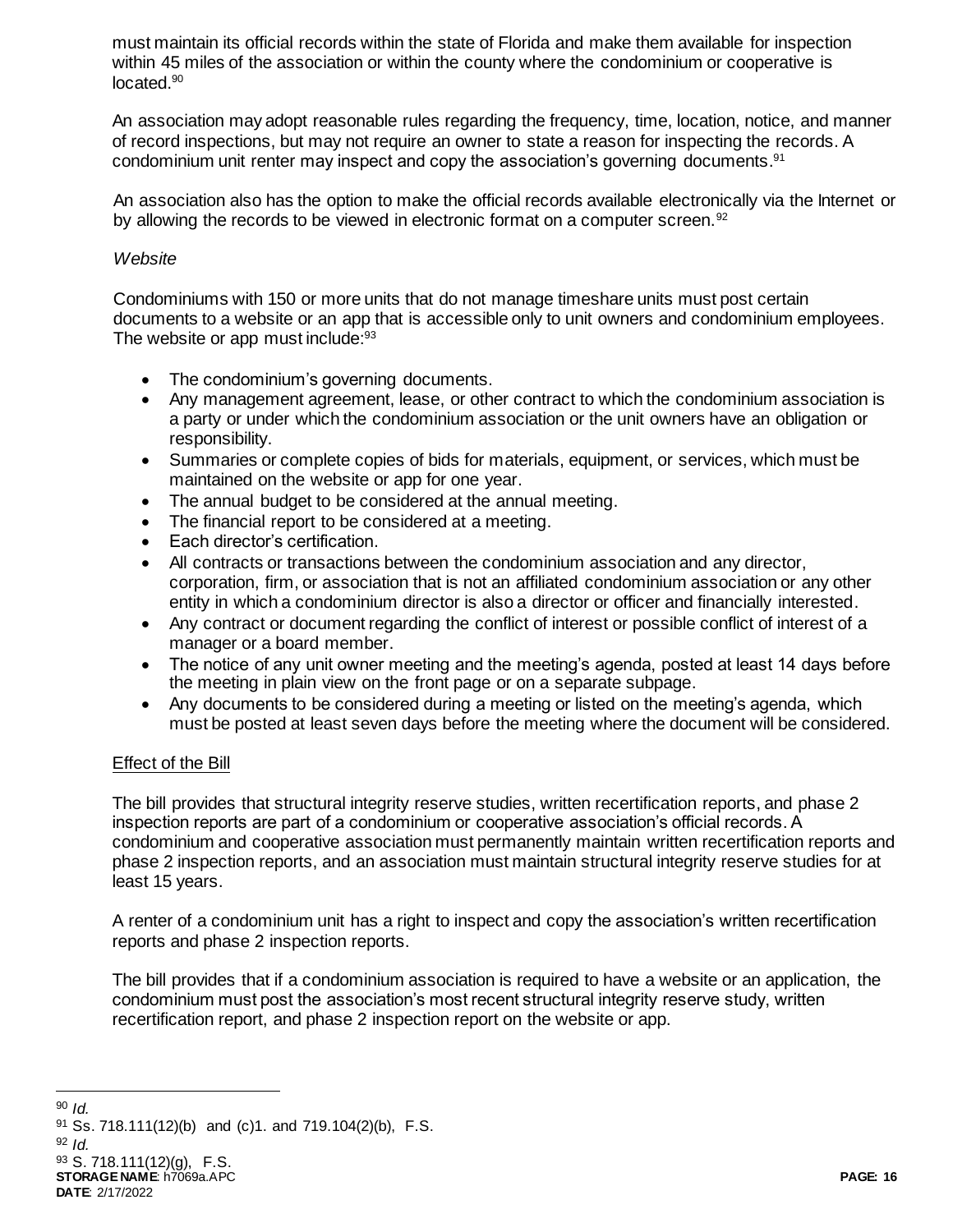must maintain its official records within the state of Florida and make them available for inspection within 45 miles of the association or within the county where the condominium or cooperative is located.[90]

An association may adopt reasonable rules regarding the frequency, time, location, notice, and manner of record inspections, but may not require an owner to state a reason for inspecting the records. A condominium unit renter may inspect and copy the association's governing documents.[91]

An association also has the option to make the official records available electronically via the Internet or by allowing the records to be viewed in electronic format on a computer screen.[92]

*Website*

Condominiums with 150 or more units that do not manage timeshare units must post certain documents to a website or an app that is accessible only to unit owners and condominium employees. The website or app must include:[93]

- The condominium's governing documents.
- Any management agreement, lease, or other contract to which the condominium association is a party or under which the condominium association or the unit owners have an obligation or responsibility.
- Summaries or complete copies of bids for materials, equipment, or services, which must be maintained on the website or app for one year.
- The annual budget to be considered at the annual meeting.
- The financial report to be considered at a meeting.
- Each director's certification.
- All contracts or transactions between the condominium association and any director, corporation, firm, or association that is not an affiliated condominium association or any other entity in which a condominium director is also a director or officer and financially interested.
- Any contract or document regarding the conflict of interest or possible conflict of interest of a manager or a board member.
- The notice of any unit owner meeting and the meeting's agenda, posted at least 14 days before the meeting in plain view on the front page or on a separate subpage.
- Any documents to be considered during a meeting or listed on the meeting's agenda, which must be posted at least seven days before the meeting where the document will be considered.

Effect of the Bill

The bill provides that structural integrity reserve studies, written recertification reports, and phase 2 inspection reports are part of a condominium or cooperative association's official records. A condominium and cooperative association must permanently maintain written recertification reports and phase 2 inspection reports, and an association must maintain structural integrity reserve studies for at least 15 years.

A renter of a condominium unit has a right to inspect and copy the association's written recertification reports and phase 2 inspection reports.

The bill provides that if a condominium association is required to have a website or an application, the condominium must post the association's most recent structural integrity reserve study, written recertification report, and phase 2 inspection report on the website or app.

---

[90] *Id.*

[91] Ss. 718.111(12)(b) and (c)1. and 719.104(2)(b), F.S.

[92] *Id.*

[93] S. 718.111(12)(g), F.S.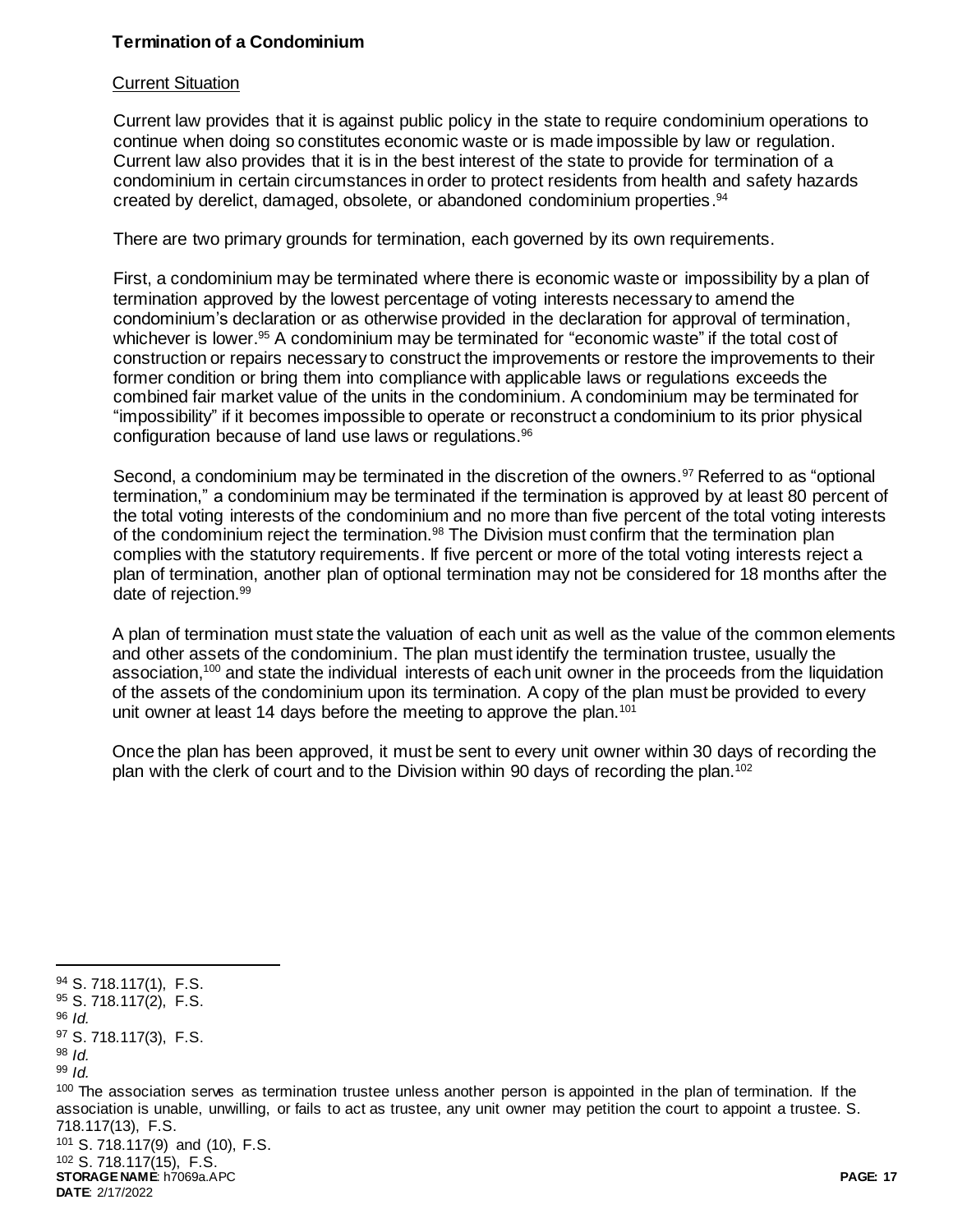### Termination of a Condominium

Current Situation

Current law provides that it is against public policy in the state to require condominium operations to continue when doing so constitutes economic waste or is made impossible by law or regulation. Current law also provides that it is in the best interest of the state to provide for termination of a condominium in certain circumstances in order to protect residents from health and safety hazards created by derelict, damaged, obsolete, or abandoned condominium properties.[94]

There are two primary grounds for termination, each governed by its own requirements.

First, a condominium may be terminated where there is economic waste or impossibility by a plan of termination approved by the lowest percentage of voting interests necessary to amend the condominium's declaration or as otherwise provided in the declaration for approval of termination, whichever is lower.[95] A condominium may be terminated for "economic waste" if the total cost of construction or repairs necessary to construct the improvements or restore the improvements to their former condition or bring them into compliance with applicable laws or regulations exceeds the combined fair market value of the units in the condominium. A condominium may be terminated for "impossibility" if it becomes impossible to operate or reconstruct a condominium to its prior physical configuration because of land use laws or regulations.[96]

Second, a condominium may be terminated in the discretion of the owners.[97] Referred to as "optional termination," a condominium may be terminated if the termination is approved by at least 80 percent of the total voting interests of the condominium and no more than five percent of the total voting interests of the condominium reject the termination.[98] The Division must confirm that the termination plan complies with the statutory requirements. If five percent or more of the total voting interests reject a plan of termination, another plan of optional termination may not be considered for 18 months after the date of rejection.[99]

A plan of termination must state the valuation of each unit as well as the value of the common elements and other assets of the condominium. The plan must identify the termination trustee, usually the association,[100] and state the individual interests of each unit owner in the proceeds from the liquidation of the assets of the condominium upon its termination. A copy of the plan must be provided to every unit owner at least 14 days before the meeting to approve the plan.[101]

Once the plan has been approved, it must be sent to every unit owner within 30 days of recording the plan with the clerk of court and to the Division within 90 days of recording the plan.[102]

---

[94] S. 718.117(1), F.S.
[95] S. 718.117(2), F.S.
[96] *Id.*
[97] S. 718.117(3), F.S.
[98] *Id.*
[99] *Id.*
[100] The association serves as termination trustee unless another person is appointed in the plan of termination. If the association is unable, unwilling, or fails to act as trustee, any unit owner may petition the court to appoint a trustee. S. 718.117(13), F.S.
[101] S. 718.117(9) and (10), F.S.
[102] S. 718.117(15), F.S.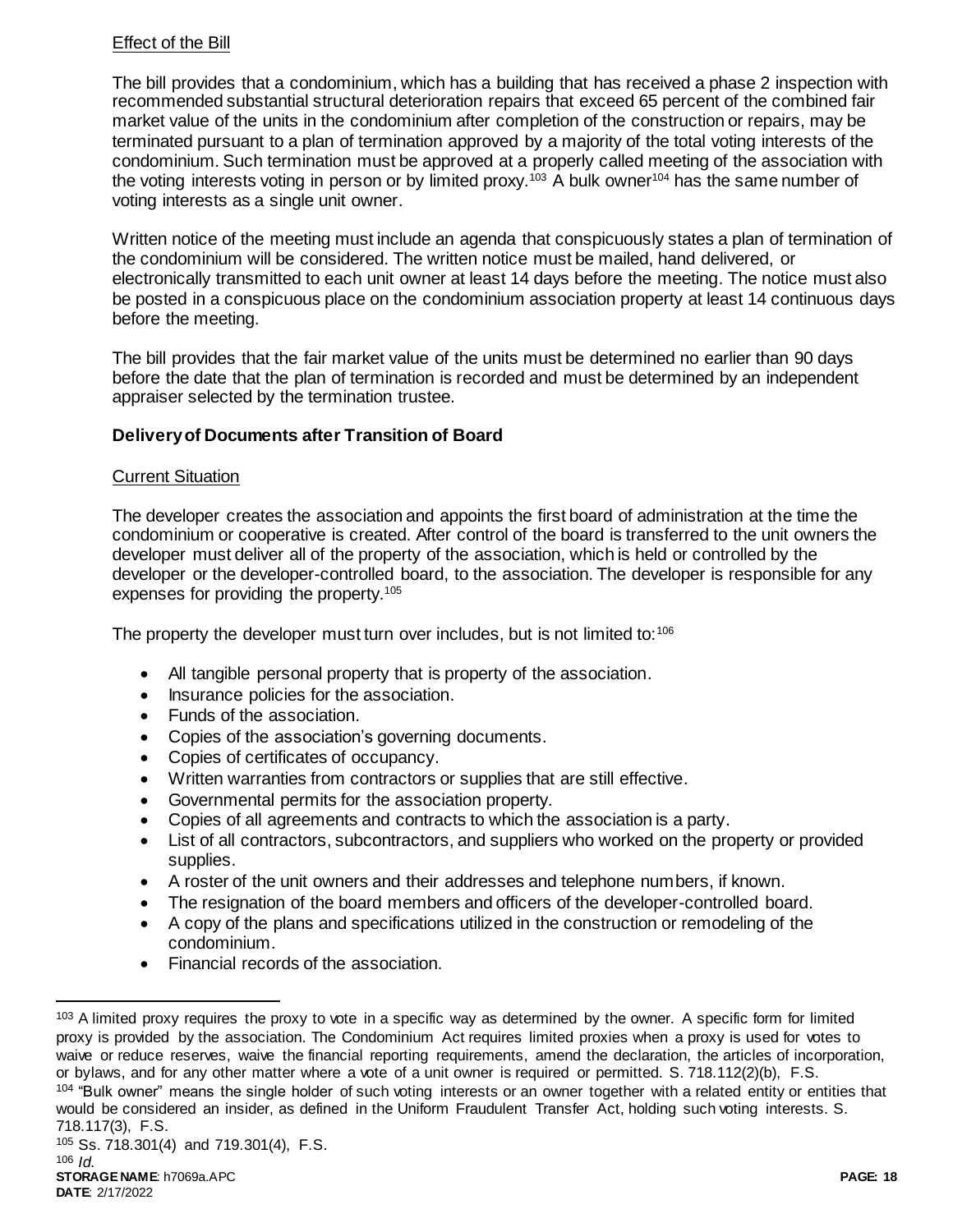Effect of the Bill

The bill provides that a condominium, which has a building that has received a phase 2 inspection with recommended substantial structural deterioration repairs that exceed 65 percent of the combined fair market value of the units in the condominium after completion of the construction or repairs, may be terminated pursuant to a plan of termination approved by a majority of the total voting interests of the condominium. Such termination must be approved at a properly called meeting of the association with the voting interests voting in person or by limited proxy.[103] A bulk owner[104] has the same number of voting interests as a single unit owner.

Written notice of the meeting must include an agenda that conspicuously states a plan of termination of the condominium will be considered. The written notice must be mailed, hand delivered, or electronically transmitted to each unit owner at least 14 days before the meeting. The notice must also be posted in a conspicuous place on the condominium association property at least 14 continuous days before the meeting.

The bill provides that the fair market value of the units must be determined no earlier than 90 days before the date that the plan of termination is recorded and must be determined by an independent appraiser selected by the termination trustee.

**Delivery of Documents after Transition of Board**

Current Situation

The developer creates the association and appoints the first board of administration at the time the condominium or cooperative is created. After control of the board is transferred to the unit owners the developer must deliver all of the property of the association, which is held or controlled by the developer or the developer-controlled board, to the association. The developer is responsible for any expenses for providing the property.[105]

The property the developer must turn over includes, but is not limited to:[106]

- All tangible personal property that is property of the association.
- Insurance policies for the association.
- Funds of the association.
- Copies of the association's governing documents.
- Copies of certificates of occupancy.
- Written warranties from contractors or supplies that are still effective.
- Governmental permits for the association property.
- Copies of all agreements and contracts to which the association is a party.
- List of all contractors, subcontractors, and suppliers who worked on the property or provided supplies.
- A roster of the unit owners and their addresses and telephone numbers, if known.
- The resignation of the board members and officers of the developer-controlled board.
- A copy of the plans and specifications utilized in the construction or remodeling of the condominium.
- Financial records of the association.

---

[103] A limited proxy requires the proxy to vote in a specific way as determined by the owner. A specific form for limited proxy is provided by the association. The Condominium Act requires limited proxies when a proxy is used for votes to waive or reduce reserves, waive the financial reporting requirements, amend the declaration, the articles of incorporation, or bylaws, and for any other matter where a vote of a unit owner is required or permitted. S. 718.112(2)(b), F.S.

[104] "Bulk owner" means the single holder of such voting interests or an owner together with a related entity or entities that would be considered an insider, as defined in the Uniform Fraudulent Transfer Act, holding such voting interests. S. 718.117(3), F.S.

[105] Ss. 718.301(4) and 719.301(4), F.S.

[106] *Id.*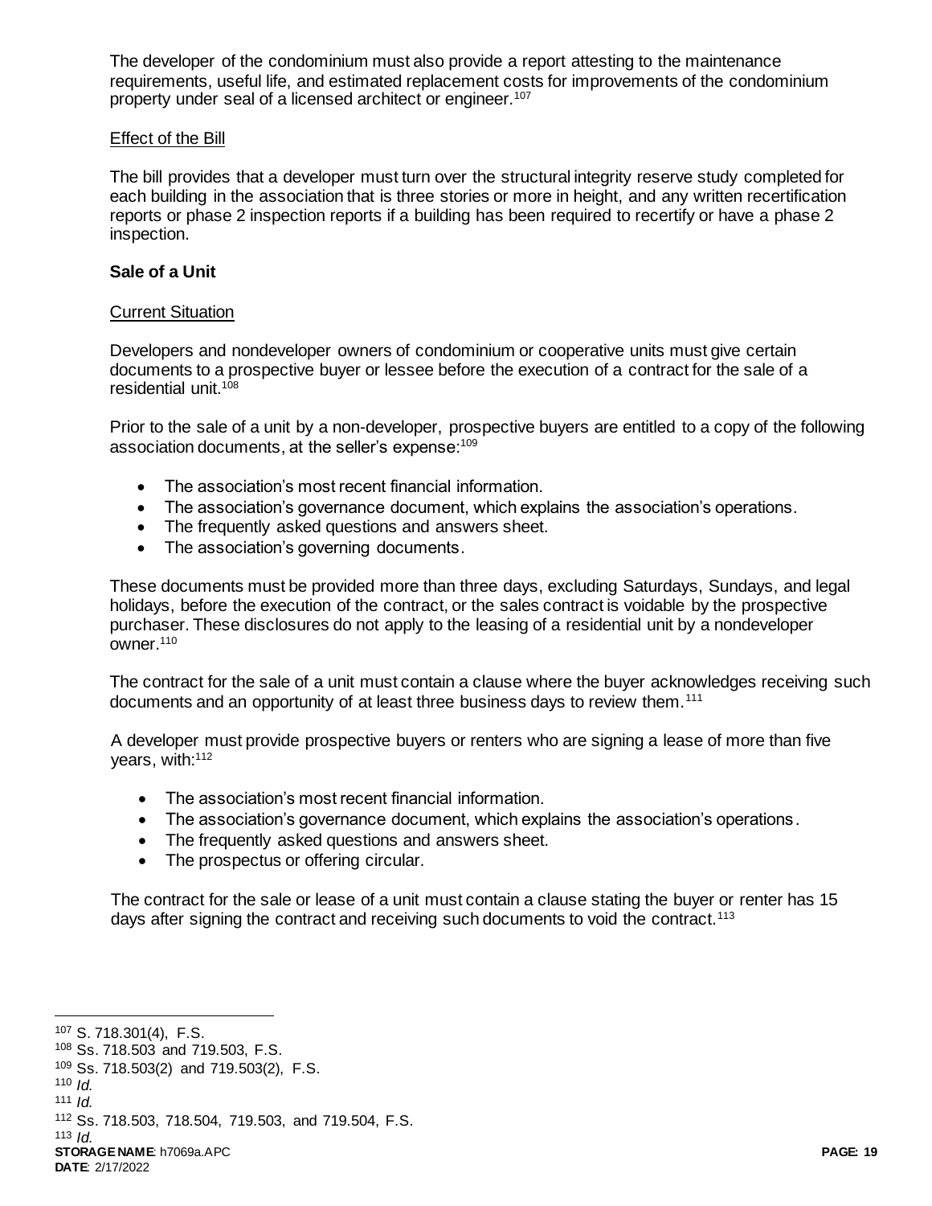The developer of the condominium must also provide a report attesting to the maintenance requirements, useful life, and estimated replacement costs for improvements of the condominium property under seal of a licensed architect or engineer.[107]

Effect of the Bill

The bill provides that a developer must turn over the structural integrity reserve study completed for each building in the association that is three stories or more in height, and any written recertification reports or phase 2 inspection reports if a building has been required to recertify or have a phase 2 inspection.

**Sale of a Unit**

Current Situation

Developers and nondeveloper owners of condominium or cooperative units must give certain documents to a prospective buyer or lessee before the execution of a contract for the sale of a residential unit.[108]

Prior to the sale of a unit by a non-developer, prospective buyers are entitled to a copy of the following association documents, at the seller's expense:[109]

- The association's most recent financial information.
- The association's governance document, which explains the association's operations.
- The frequently asked questions and answers sheet.
- The association's governing documents.

These documents must be provided more than three days, excluding Saturdays, Sundays, and legal holidays, before the execution of the contract, or the sales contract is voidable by the prospective purchaser. These disclosures do not apply to the leasing of a residential unit by a nondeveloper owner.[110]

The contract for the sale of a unit must contain a clause where the buyer acknowledges receiving such documents and an opportunity of at least three business days to review them.[111]

A developer must provide prospective buyers or renters who are signing a lease of more than five years, with:[112]

- The association's most recent financial information.
- The association's governance document, which explains the association's operations.
- The frequently asked questions and answers sheet.
- The prospectus or offering circular.

The contract for the sale or lease of a unit must contain a clause stating the buyer or renter has 15 days after signing the contract and receiving such documents to void the contract.[113]

---

[107] S. 718.301(4), F.S.
[108] Ss. 718.503 and 719.503, F.S.
[109] Ss. 718.503(2) and 719.503(2), F.S.
[110] *Id.*
[111] *Id.*
[112] Ss. 718.503, 718.504, 719.503, and 719.504, F.S.
[113] *Id.*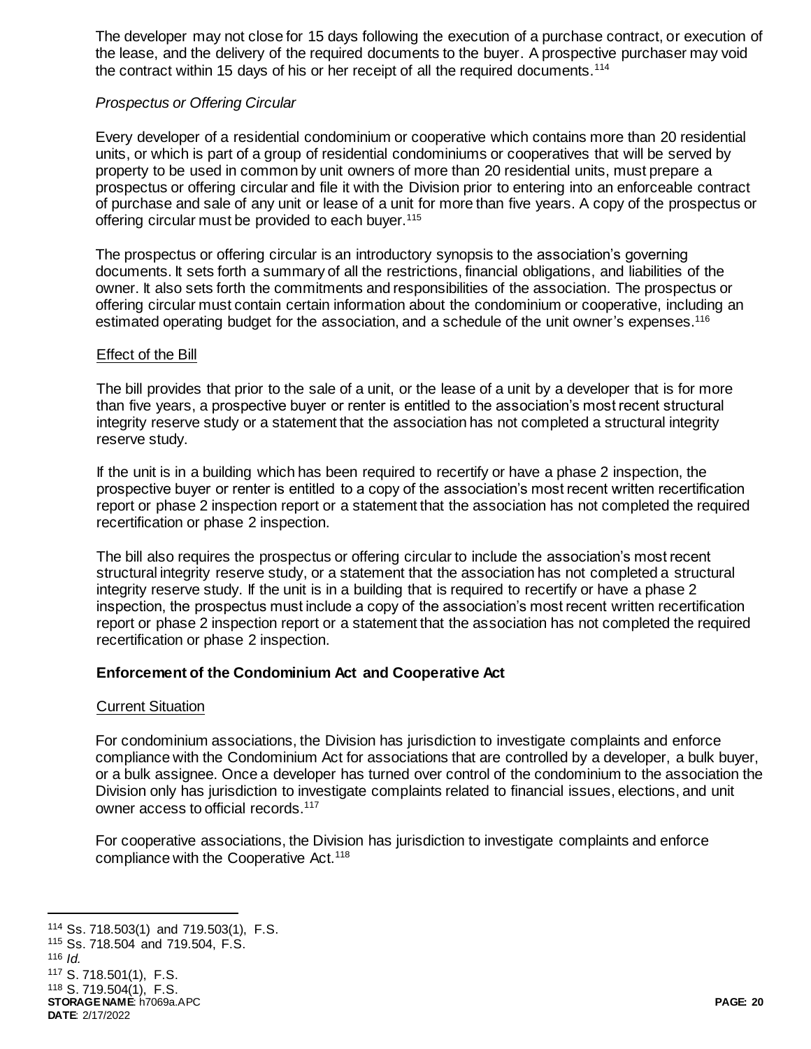The developer may not close for 15 days following the execution of a purchase contract, or execution of the lease, and the delivery of the required documents to the buyer. A prospective purchaser may void the contract within 15 days of his or her receipt of all the required documents.[114]

*Prospectus or Offering Circular*

Every developer of a residential condominium or cooperative which contains more than 20 residential units, or which is part of a group of residential condominiums or cooperatives that will be served by property to be used in common by unit owners of more than 20 residential units, must prepare a prospectus or offering circular and file it with the Division prior to entering into an enforceable contract of purchase and sale of any unit or lease of a unit for more than five years. A copy of the prospectus or offering circular must be provided to each buyer.[115]

The prospectus or offering circular is an introductory synopsis to the association's governing documents. It sets forth a summary of all the restrictions, financial obligations, and liabilities of the owner. It also sets forth the commitments and responsibilities of the association. The prospectus or offering circular must contain certain information about the condominium or cooperative, including an estimated operating budget for the association, and a schedule of the unit owner's expenses.[116]

Effect of the Bill

The bill provides that prior to the sale of a unit, or the lease of a unit by a developer that is for more than five years, a prospective buyer or renter is entitled to the association's most recent structural integrity reserve study or a statement that the association has not completed a structural integrity reserve study.

If the unit is in a building which has been required to recertify or have a phase 2 inspection, the prospective buyer or renter is entitled to a copy of the association's most recent written recertification report or phase 2 inspection report or a statement that the association has not completed the required recertification or phase 2 inspection.

The bill also requires the prospectus or offering circular to include the association's most recent structural integrity reserve study, or a statement that the association has not completed a structural integrity reserve study. If the unit is in a building that is required to recertify or have a phase 2 inspection, the prospectus must include a copy of the association's most recent written recertification report or phase 2 inspection report or a statement that the association has not completed the required recertification or phase 2 inspection.

**Enforcement of the Condominium Act and Cooperative Act**

Current Situation

For condominium associations, the Division has jurisdiction to investigate complaints and enforce compliance with the Condominium Act for associations that are controlled by a developer, a bulk buyer, or a bulk assignee. Once a developer has turned over control of the condominium to the association the Division only has jurisdiction to investigate complaints related to financial issues, elections, and unit owner access to official records.[117]

For cooperative associations, the Division has jurisdiction to investigate complaints and enforce compliance with the Cooperative Act.[118]

---

[114] Ss. 718.503(1) and 719.503(1), F.S.

[115] Ss. 718.504 and 719.504, F.S.

[116] *Id.*

[117] S. 718.501(1), F.S.

[118] S. 719.504(1), F.S.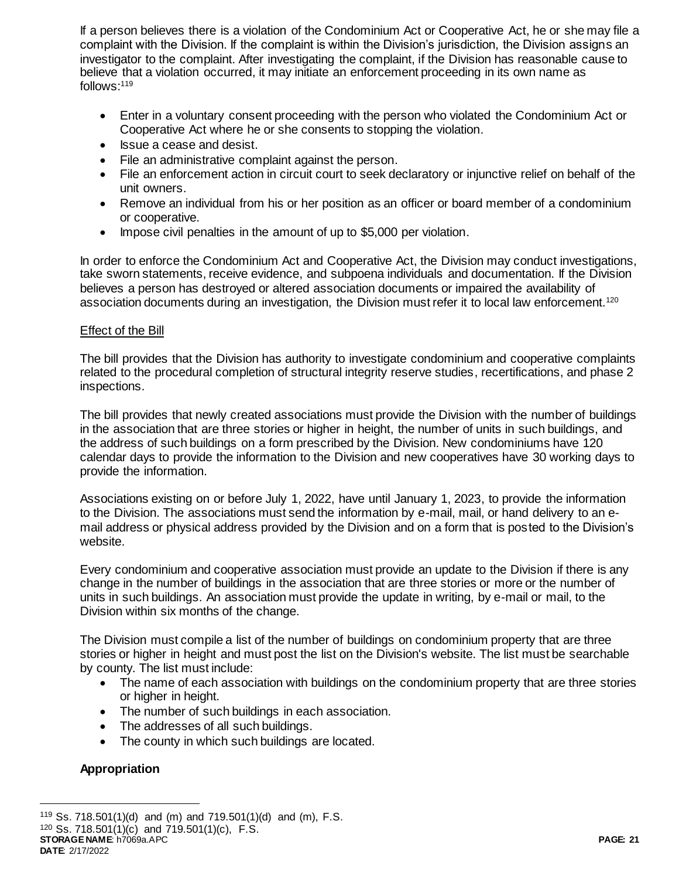If a person believes there is a violation of the Condominium Act or Cooperative Act, he or she may file a complaint with the Division. If the complaint is within the Division's jurisdiction, the Division assigns an investigator to the complaint. After investigating the complaint, if the Division has reasonable cause to believe that a violation occurred, it may initiate an enforcement proceeding in its own name as follows:[119]

- Enter in a voluntary consent proceeding with the person who violated the Condominium Act or Cooperative Act where he or she consents to stopping the violation.
- Issue a cease and desist.
- File an administrative complaint against the person.
- File an enforcement action in circuit court to seek declaratory or injunctive relief on behalf of the unit owners.
- Remove an individual from his or her position as an officer or board member of a condominium or cooperative.
- Impose civil penalties in the amount of up to $5,000 per violation.

In order to enforce the Condominium Act and Cooperative Act, the Division may conduct investigations, take sworn statements, receive evidence, and subpoena individuals and documentation. If the Division believes a person has destroyed or altered association documents or impaired the availability of association documents during an investigation, the Division must refer it to local law enforcement.[120]

Effect of the Bill

The bill provides that the Division has authority to investigate condominium and cooperative complaints related to the procedural completion of structural integrity reserve studies, recertifications, and phase 2 inspections.

The bill provides that newly created associations must provide the Division with the number of buildings in the association that are three stories or higher in height, the number of units in such buildings, and the address of such buildings on a form prescribed by the Division. New condominiums have 120 calendar days to provide the information to the Division and new cooperatives have 30 working days to provide the information.

Associations existing on or before July 1, 2022, have until January 1, 2023, to provide the information to the Division. The associations must send the information by e-mail, mail, or hand delivery to an e-mail address or physical address provided by the Division and on a form that is posted to the Division's website.

Every condominium and cooperative association must provide an update to the Division if there is any change in the number of buildings in the association that are three stories or more or the number of units in such buildings. An association must provide the update in writing, by e-mail or mail, to the Division within six months of the change.

The Division must compile a list of the number of buildings on condominium property that are three stories or higher in height and must post the list on the Division's website. The list must be searchable by county. The list must include:

- The name of each association with buildings on the condominium property that are three stories or higher in height.
- The number of such buildings in each association.
- The addresses of all such buildings.
- The county in which such buildings are located.

**Appropriation**

[119] Ss. 718.501(1)(d) and (m) and 719.501(1)(d) and (m), F.S.

[120] Ss. 718.501(1)(c) and 719.501(1)(c), F.S.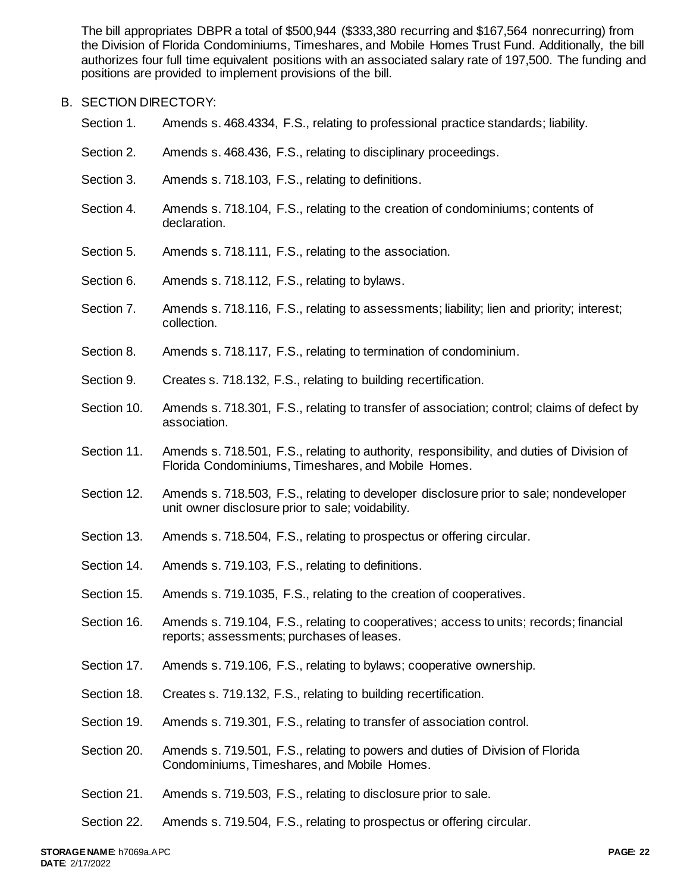The bill appropriates DBPR a total of $500,944 ($333,380 recurring and $167,564 nonrecurring) from the Division of Florida Condominiums, Timeshares, and Mobile Homes Trust Fund. Additionally, the bill authorizes four full time equivalent positions with an associated salary rate of 197,500. The funding and positions are provided to implement provisions of the bill.

B. SECTION DIRECTORY:

Section 1. Amends s. 468.4334, F.S., relating to professional practice standards; liability.

Section 2. Amends s. 468.436, F.S., relating to disciplinary proceedings.

Section 3. Amends s. 718.103, F.S., relating to definitions.

Section 4. Amends s. 718.104, F.S., relating to the creation of condominiums; contents of declaration.

Section 5. Amends s. 718.111, F.S., relating to the association.

Section 6. Amends s. 718.112, F.S., relating to bylaws.

Section 7. Amends s. 718.116, F.S., relating to assessments; liability; lien and priority; interest; collection.

Section 8. Amends s. 718.117, F.S., relating to termination of condominium.

Section 9. Creates s. 718.132, F.S., relating to building recertification.

Section 10. Amends s. 718.301, F.S., relating to transfer of association; control; claims of defect by association.

Section 11. Amends s. 718.501, F.S., relating to authority, responsibility, and duties of Division of Florida Condominiums, Timeshares, and Mobile Homes.

Section 12. Amends s. 718.503, F.S., relating to developer disclosure prior to sale; nondeveloper unit owner disclosure prior to sale; voidability.

Section 13. Amends s. 718.504, F.S., relating to prospectus or offering circular.

Section 14. Amends s. 719.103, F.S., relating to definitions.

Section 15. Amends s. 719.1035, F.S., relating to the creation of cooperatives.

Section 16. Amends s. 719.104, F.S., relating to cooperatives; access to units; records; financial reports; assessments; purchases of leases.

Section 17. Amends s. 719.106, F.S., relating to bylaws; cooperative ownership.

Section 18. Creates s. 719.132, F.S., relating to building recertification.

Section 19. Amends s. 719.301, F.S., relating to transfer of association control.

Section 20. Amends s. 719.501, F.S., relating to powers and duties of Division of Florida Condominiums, Timeshares, and Mobile Homes.

Section 21. Amends s. 719.503, F.S., relating to disclosure prior to sale.

Section 22. Amends s. 719.504, F.S., relating to prospectus or offering circular.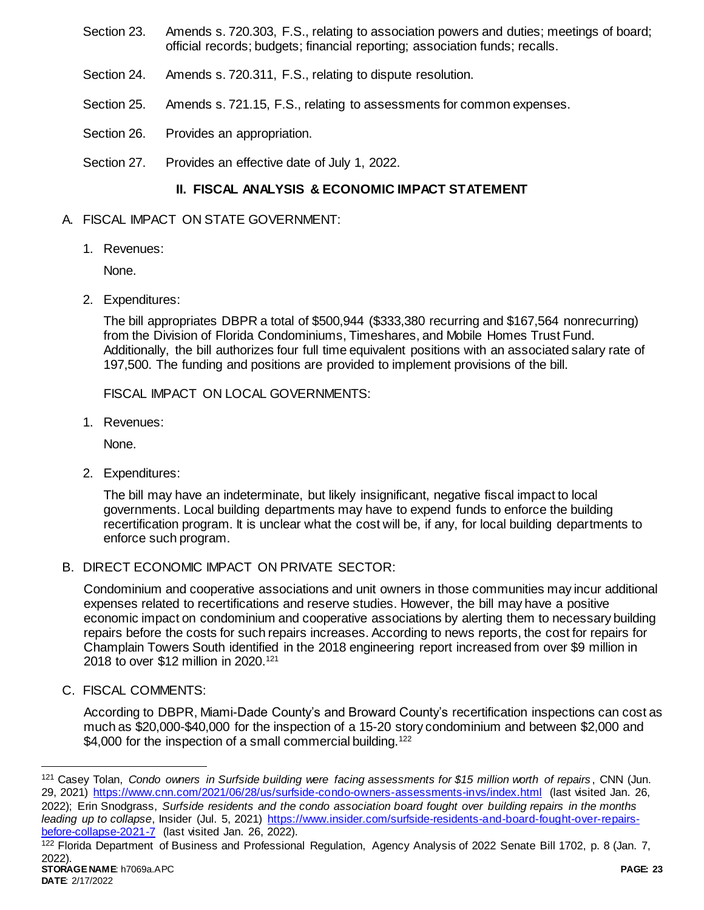Section 23. Amends s. 720.303, F.S., relating to association powers and duties; meetings of board; official records; budgets; financial reporting; association funds; recalls.

Section 24. Amends s. 720.311, F.S., relating to dispute resolution.

Section 25. Amends s. 721.15, F.S., relating to assessments for common expenses.

Section 26. Provides an appropriation.

Section 27. Provides an effective date of July 1, 2022.

## II. FISCAL ANALYSIS & ECONOMIC IMPACT STATEMENT

A. FISCAL IMPACT ON STATE GOVERNMENT:

1. Revenues:

   None.

2. Expenditures:

   The bill appropriates DBPR a total of $500,944 ($333,380 recurring and $167,564 nonrecurring) from the Division of Florida Condominiums, Timeshares, and Mobile Homes Trust Fund. Additionally, the bill authorizes four full time equivalent positions with an associated salary rate of 197,500. The funding and positions are provided to implement provisions of the bill.

   FISCAL IMPACT ON LOCAL GOVERNMENTS:

1. Revenues:

   None.

2. Expenditures:

   The bill may have an indeterminate, but likely insignificant, negative fiscal impact to local governments. Local building departments may have to expend funds to enforce the building recertification program. It is unclear what the cost will be, if any, for local building departments to enforce such program.

B. DIRECT ECONOMIC IMPACT ON PRIVATE SECTOR:

Condominium and cooperative associations and unit owners in those communities may incur additional expenses related to recertifications and reserve studies. However, the bill may have a positive economic impact on condominium and cooperative associations by alerting them to necessary building repairs before the costs for such repairs increases. According to news reports, the cost for repairs for Champlain Towers South identified in the 2018 engineering report increased from over $9 million in 2018 to over $12 million in 2020.[121]

C. FISCAL COMMENTS:

According to DBPR, Miami-Dade County's and Broward County's recertification inspections can cost as much as $20,000-$40,000 for the inspection of a 15-20 story condominium and between $2,000 and $4,000 for the inspection of a small commercial building.[122]

---

[121] Casey Tolan, *Condo owners in Surfside building were facing assessments for $15 million worth of repairs*, CNN (Jun. 29, 2021) https://www.cnn.com/2021/06/28/us/surfside-condo-owners-assessments-invs/index.html (last visited Jan. 26, 2022); Erin Snodgrass, *Surfside residents and the condo association board fought over building repairs in the months leading up to collapse*, Insider (Jul. 5, 2021) https://www.insider.com/surfside-residents-and-board-fought-over-repairs-before-collapse-2021-7 (last visited Jan. 26, 2022).

[122] Florida Department of Business and Professional Regulation, Agency Analysis of 2022 Senate Bill 1702, p. 8 (Jan. 7, 2022).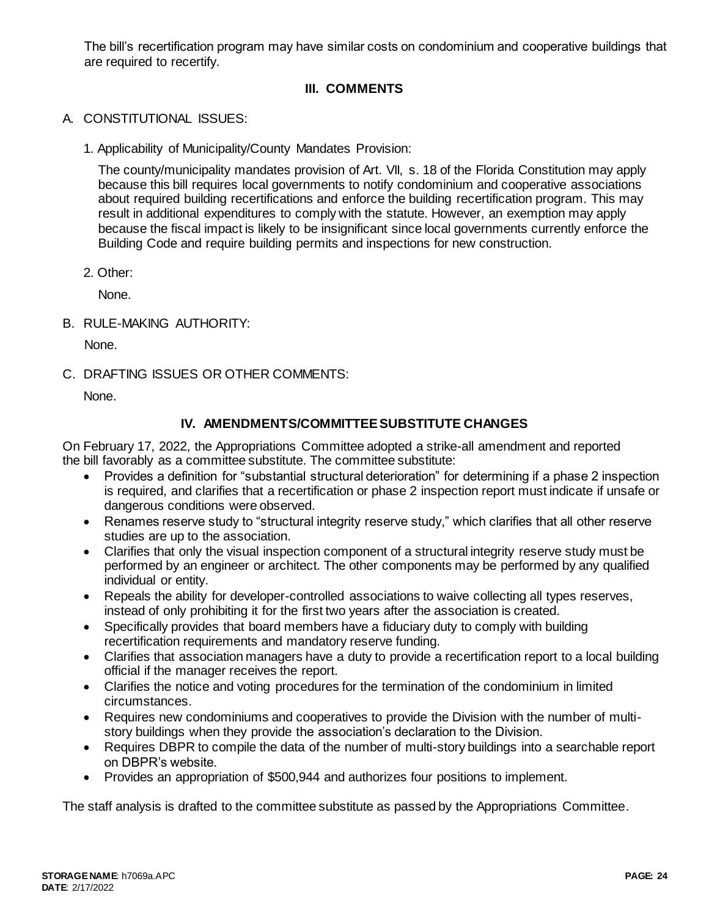The bill's recertification program may have similar costs on condominium and cooperative buildings that are required to recertify.

## III. COMMENTS

A. CONSTITUTIONAL ISSUES:

1. Applicability of Municipality/County Mandates Provision:

The county/municipality mandates provision of Art. VII, s. 18 of the Florida Constitution may apply because this bill requires local governments to notify condominium and cooperative associations about required building recertifications and enforce the building recertification program. This may result in additional expenditures to comply with the statute. However, an exemption may apply because the fiscal impact is likely to be insignificant since local governments currently enforce the Building Code and require building permits and inspections for new construction.

2. Other:

None.

B. RULE-MAKING AUTHORITY:

None.

C. DRAFTING ISSUES OR OTHER COMMENTS:

None.

## IV. AMENDMENTS/COMMITTEE SUBSTITUTE CHANGES

On February 17, 2022, the Appropriations Committee adopted a strike-all amendment and reported the bill favorably as a committee substitute. The committee substitute:

- Provides a definition for "substantial structural deterioration" for determining if a phase 2 inspection is required, and clarifies that a recertification or phase 2 inspection report must indicate if unsafe or dangerous conditions were observed.
- Renames reserve study to "structural integrity reserve study," which clarifies that all other reserve studies are up to the association.
- Clarifies that only the visual inspection component of a structural integrity reserve study must be performed by an engineer or architect. The other components may be performed by any qualified individual or entity.
- Repeals the ability for developer-controlled associations to waive collecting all types reserves, instead of only prohibiting it for the first two years after the association is created.
- Specifically provides that board members have a fiduciary duty to comply with building recertification requirements and mandatory reserve funding.
- Clarifies that association managers have a duty to provide a recertification report to a local building official if the manager receives the report.
- Clarifies the notice and voting procedures for the termination of the condominium in limited circumstances.
- Requires new condominiums and cooperatives to provide the Division with the number of multi-story buildings when they provide the association's declaration to the Division.
- Requires DBPR to compile the data of the number of multi-story buildings into a searchable report on DBPR's website.
- Provides an appropriation of $500,944 and authorizes four positions to implement.

The staff analysis is drafted to the committee substitute as passed by the Appropriations Committee.